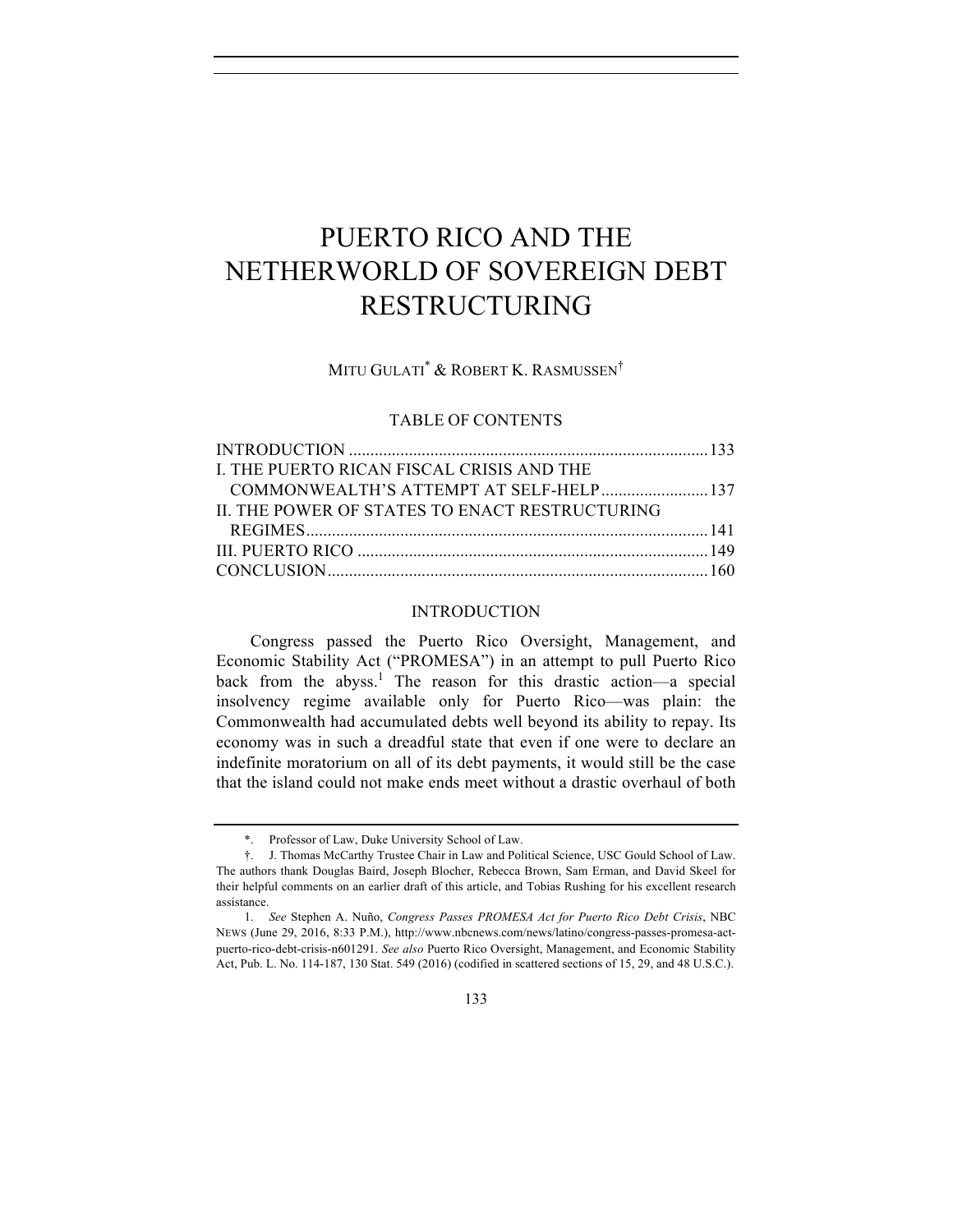# PUERTO RICO AND THE NETHERWORLD OF SOVEREIGN DEBT RESTRUCTURING

MITU GULATI[*] & ROBERT K. RASMUSSEN[†]

TABLE OF CONTENTS

INTRODUCTION .................................................................................. 133
I. THE PUERTO RICAN FISCAL CRISIS AND THE COMMONWEALTH'S ATTEMPT AT SELF-HELP ......................... 137
II. THE POWER OF STATES TO ENACT RESTRUCTURING REGIMES ............................................................................................ 141
III. PUERTO RICO ................................................................................ 149
CONCLUSION ....................................................................................... 160

## INTRODUCTION

Congress passed the Puerto Rico Oversight, Management, and Economic Stability Act ("PROMESA") in an attempt to pull Puerto Rico back from the abyss.[1] The reason for this drastic action—a special insolvency regime available only for Puerto Rico—was plain: the Commonwealth had accumulated debts well beyond its ability to repay. Its economy was in such a dreadful state that even if one were to declare an indefinite moratorium on all of its debt payments, it would still be the case that the island could not make ends meet without a drastic overhaul of both

---

\*. Professor of Law, Duke University School of Law.

†. J. Thomas McCarthy Trustee Chair in Law and Political Science, USC Gould School of Law. The authors thank Douglas Baird, Joseph Blocher, Rebecca Brown, Sam Erman, and David Skeel for their helpful comments on an earlier draft of this article, and Tobias Rushing for his excellent research assistance.

1. *See* Stephen A. Nuño, *Congress Passes PROMESA Act for Puerto Rico Debt Crisis*, NBC NEWS (June 29, 2016, 8:33 P.M.), http://www.nbcnews.com/news/latino/congress-passes-promesa-act-puerto-rico-debt-crisis-n601291. *See also* Puerto Rico Oversight, Management, and Economic Stability Act, Pub. L. No. 114-187, 130 Stat. 549 (2016) (codified in scattered sections of 15, 29, and 48 U.S.C.).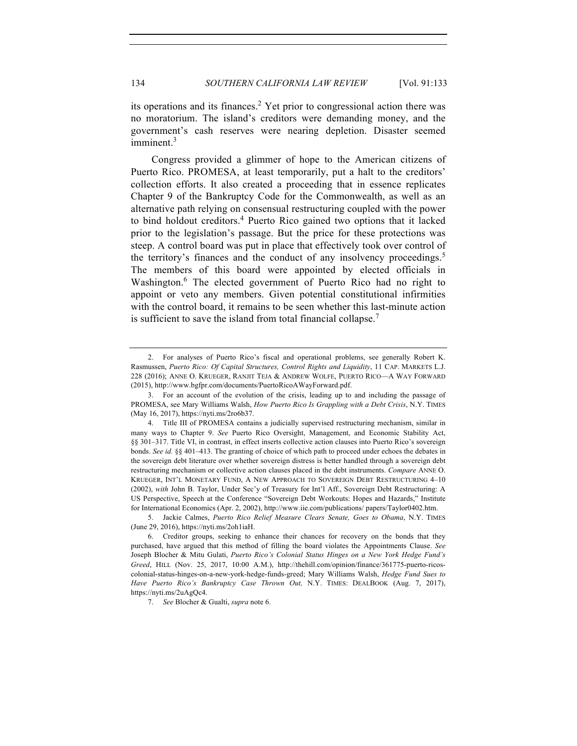its operations and its finances.[2] Yet prior to congressional action there was no moratorium. The island's creditors were demanding money, and the government's cash reserves were nearing depletion. Disaster seemed imminent.[3]

Congress provided a glimmer of hope to the American citizens of Puerto Rico. PROMESA, at least temporarily, put a halt to the creditors' collection efforts. It also created a proceeding that in essence replicates Chapter 9 of the Bankruptcy Code for the Commonwealth, as well as an alternative path relying on consensual restructuring coupled with the power to bind holdout creditors.[4] Puerto Rico gained two options that it lacked prior to the legislation's passage. But the price for these protections was steep. A control board was put in place that effectively took over control of the territory's finances and the conduct of any insolvency proceedings.[5] The members of this board were appointed by elected officials in Washington.[6] The elected government of Puerto Rico had no right to appoint or veto any members. Given potential constitutional infirmities with the control board, it remains to be seen whether this last-minute action is sufficient to save the island from total financial collapse.[7]

---

2. For analyses of Puerto Rico's fiscal and operational problems, see generally Robert K. Rasmussen, *Puerto Rico: Of Capital Structures, Control Rights and Liquidity*, 11 CAP. MARKETS L.J. 228 (2016); ANNE O. KRUEGER, RANJIT TEJA & ANDREW WOLFE, PUERTO RICO—A WAY FORWARD (2015), http://www.bgfpr.com/documents/PuertoRicoAWayForward.pdf.

3. For an account of the evolution of the crisis, leading up to and including the passage of PROMESA, see Mary Williams Walsh, *How Puerto Rico Is Grappling with a Debt Crisis*, N.Y. TIMES (May 16, 2017), https://nyti.ms/2ro6b37.

4. Title III of PROMESA contains a judicially supervised restructuring mechanism, similar in many ways to Chapter 9. *See* Puerto Rico Oversight, Management, and Economic Stability Act, §§ 301–317. Title VI, in contrast, in effect inserts collective action clauses into Puerto Rico's sovereign bonds. *See id.* §§ 401–413. The granting of choice of which path to proceed under echoes the debates in the sovereign debt literature over whether sovereign distress is better handled through a sovereign debt restructuring mechanism or collective action clauses placed in the debt instruments. *Compare* ANNE O. KRUEGER, INT'L MONETARY FUND, A NEW APPROACH TO SOVEREIGN DEBT RESTRUCTURING 4–10 (2002), *with* John B. Taylor, Under Sec'y of Treasury for Int'l Aff., Sovereign Debt Restructuring: A US Perspective, Speech at the Conference "Sovereign Debt Workouts: Hopes and Hazards," Institute for International Economics (Apr. 2, 2002), http://www.iie.com/publications/ papers/Taylor0402.htm.

5. Jackie Calmes, *Puerto Rico Relief Measure Clears Senate, Goes to Obama*, N.Y. TIMES (June 29, 2016), https://nyti.ms/2oh1iaH.

6. Creditor groups, seeking to enhance their chances for recovery on the bonds that they purchased, have argued that this method of filling the board violates the Appointments Clause. *See* Joseph Blocher & Mitu Gulati, *Puerto Rico's Colonial Status Hinges on a New York Hedge Fund's Greed*, HILL (Nov. 25, 2017, 10:00 A.M.), http://thehill.com/opinion/finance/361775-puerto-ricos-colonial-status-hinges-on-a-new-york-hedge-funds-greed; Mary Williams Walsh, *Hedge Fund Sues to Have Puerto Rico's Bankruptcy Case Thrown Out,* N.Y. TIMES: DEALBOOK (Aug. 7, 2017), https://nyti.ms/2uAgQc4.

7. *See* Blocher & Gualti, *supra* note 6.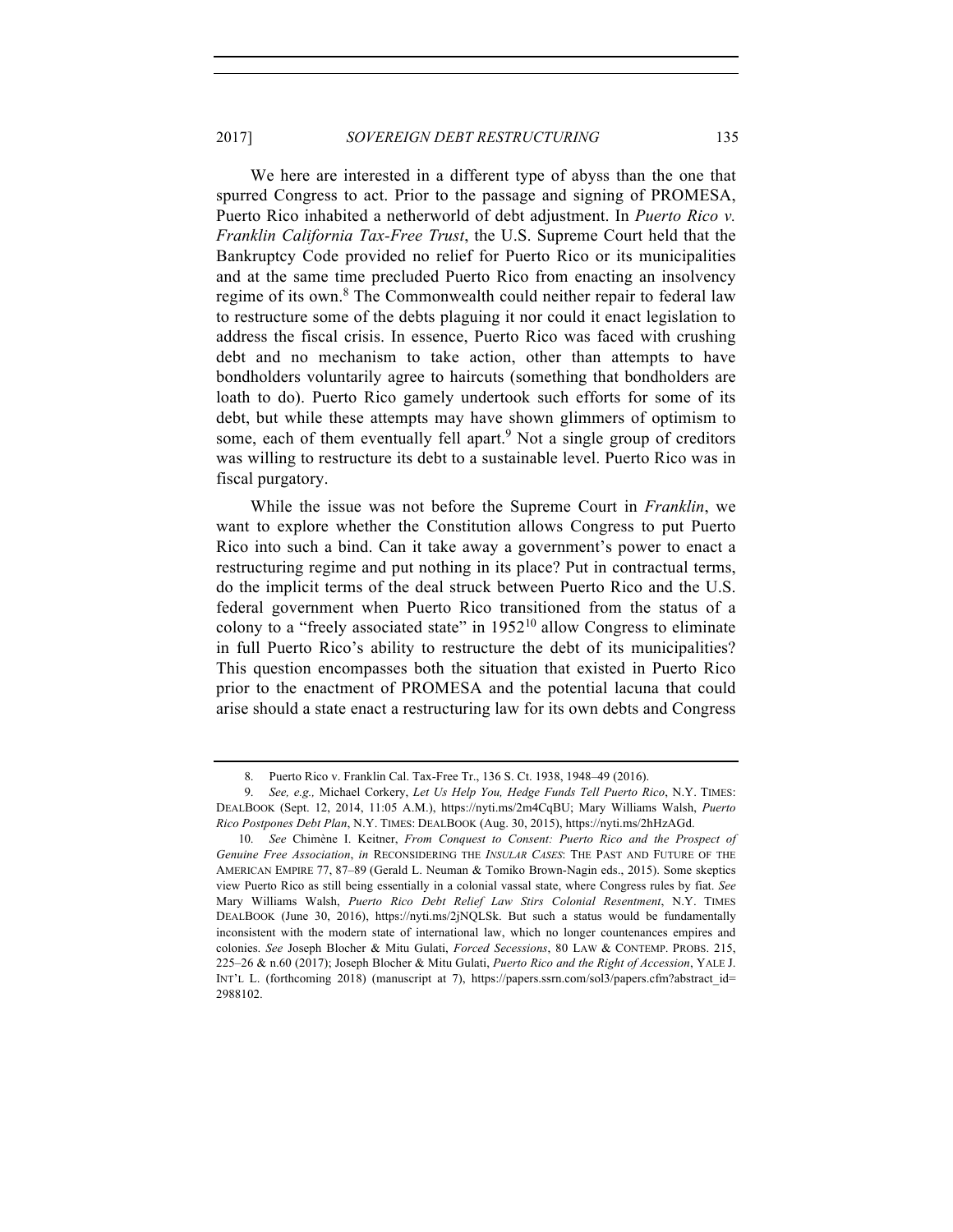We here are interested in a different type of abyss than the one that spurred Congress to act. Prior to the passage and signing of PROMESA, Puerto Rico inhabited a netherworld of debt adjustment. In *Puerto Rico v. Franklin California Tax-Free Trust*, the U.S. Supreme Court held that the Bankruptcy Code provided no relief for Puerto Rico or its municipalities and at the same time precluded Puerto Rico from enacting an insolvency regime of its own.[8] The Commonwealth could neither repair to federal law to restructure some of the debts plaguing it nor could it enact legislation to address the fiscal crisis. In essence, Puerto Rico was faced with crushing debt and no mechanism to take action, other than attempts to have bondholders voluntarily agree to haircuts (something that bondholders are loath to do). Puerto Rico gamely undertook such efforts for some of its debt, but while these attempts may have shown glimmers of optimism to some, each of them eventually fell apart.[9] Not a single group of creditors was willing to restructure its debt to a sustainable level. Puerto Rico was in fiscal purgatory.

While the issue was not before the Supreme Court in *Franklin*, we want to explore whether the Constitution allows Congress to put Puerto Rico into such a bind. Can it take away a government's power to enact a restructuring regime and put nothing in its place? Put in contractual terms, do the implicit terms of the deal struck between Puerto Rico and the U.S. federal government when Puerto Rico transitioned from the status of a colony to a "freely associated state" in 1952[10] allow Congress to eliminate in full Puerto Rico's ability to restructure the debt of its municipalities? This question encompasses both the situation that existed in Puerto Rico prior to the enactment of PROMESA and the potential lacuna that could arise should a state enact a restructuring law for its own debts and Congress

---

8. Puerto Rico v. Franklin Cal. Tax-Free Tr., 136 S. Ct. 1938, 1948–49 (2016).

9. *See, e.g.,* Michael Corkery, *Let Us Help You, Hedge Funds Tell Puerto Rico*, N.Y. TIMES: DEALBOOK (Sept. 12, 2014, 11:05 A.M.), https://nyti.ms/2m4CqBU; Mary Williams Walsh, *Puerto Rico Postpones Debt Plan*, N.Y. TIMES: DEALBOOK (Aug. 30, 2015), https://nyti.ms/2hHzAGd.

10. *See* Chimène I. Keitner, *From Conquest to Consent: Puerto Rico and the Prospect of Genuine Free Association*, *in* RECONSIDERING THE *INSULAR CASES*: THE PAST AND FUTURE OF THE AMERICAN EMPIRE 77, 87–89 (Gerald L. Neuman & Tomiko Brown-Nagin eds., 2015). Some skeptics view Puerto Rico as still being essentially in a colonial vassal state, where Congress rules by fiat. *See* Mary Williams Walsh, *Puerto Rico Debt Relief Law Stirs Colonial Resentment*, N.Y. TIMES DEALBOOK (June 30, 2016), https://nyti.ms/2jNQLSk. But such a status would be fundamentally inconsistent with the modern state of international law, which no longer countenances empires and colonies. *See* Joseph Blocher & Mitu Gulati, *Forced Secessions*, 80 LAW & CONTEMP. PROBS. 215, 225–26 & n.60 (2017); Joseph Blocher & Mitu Gulati, *Puerto Rico and the Right of Accession*, YALE J. INT'L L. (forthcoming 2018) (manuscript at 7), https://papers.ssrn.com/sol3/papers.cfm?abstract_id=2988102.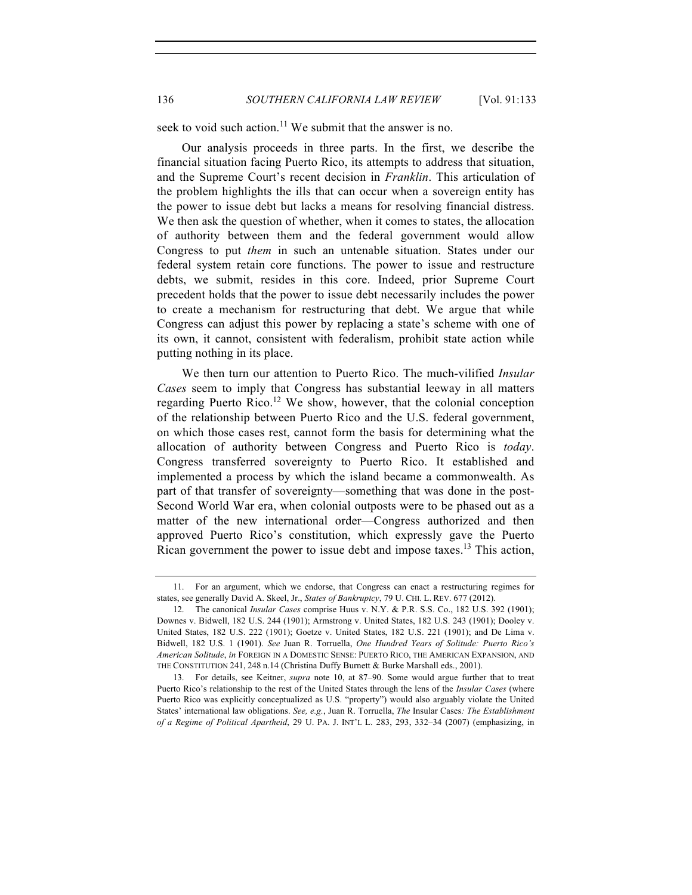seek to void such action.[11] We submit that the answer is no.

Our analysis proceeds in three parts. In the first, we describe the financial situation facing Puerto Rico, its attempts to address that situation, and the Supreme Court's recent decision in *Franklin*. This articulation of the problem highlights the ills that can occur when a sovereign entity has the power to issue debt but lacks a means for resolving financial distress. We then ask the question of whether, when it comes to states, the allocation of authority between them and the federal government would allow Congress to put *them* in such an untenable situation. States under our federal system retain core functions. The power to issue and restructure debts, we submit, resides in this core. Indeed, prior Supreme Court precedent holds that the power to issue debt necessarily includes the power to create a mechanism for restructuring that debt. We argue that while Congress can adjust this power by replacing a state's scheme with one of its own, it cannot, consistent with federalism, prohibit state action while putting nothing in its place.

We then turn our attention to Puerto Rico. The much-vilified *Insular Cases* seem to imply that Congress has substantial leeway in all matters regarding Puerto Rico.[12] We show, however, that the colonial conception of the relationship between Puerto Rico and the U.S. federal government, on which those cases rest, cannot form the basis for determining what the allocation of authority between Congress and Puerto Rico is *today*. Congress transferred sovereignty to Puerto Rico. It established and implemented a process by which the island became a commonwealth. As part of that transfer of sovereignty—something that was done in the post-Second World War era, when colonial outposts were to be phased out as a matter of the new international order—Congress authorized and then approved Puerto Rico's constitution, which expressly gave the Puerto Rican government the power to issue debt and impose taxes.[13] This action,

---

11. For an argument, which we endorse, that Congress can enact a restructuring regimes for states, see generally David A. Skeel, Jr., *States of Bankruptcy*, 79 U. CHI. L. REV. 677 (2012).

12. The canonical *Insular Cases* comprise Huus v. N.Y. & P.R. S.S. Co., 182 U.S. 392 (1901); Downes v. Bidwell, 182 U.S. 244 (1901); Armstrong v. United States, 182 U.S. 243 (1901); Dooley v. United States, 182 U.S. 222 (1901); Goetze v. United States, 182 U.S. 221 (1901); and De Lima v. Bidwell, 182 U.S. 1 (1901). *See* Juan R. Torruella, *One Hundred Years of Solitude: Puerto Rico's American Solitude*, *in* FOREIGN IN A DOMESTIC SENSE: PUERTO RICO, THE AMERICAN EXPANSION, AND THE CONSTITUTION 241, 248 n.14 (Christina Duffy Burnett & Burke Marshall eds., 2001).

13. For details, see Keitner, *supra* note 10, at 87–90. Some would argue further that to treat Puerto Rico's relationship to the rest of the United States through the lens of the *Insular Cases* (where Puerto Rico was explicitly conceptualized as U.S. "property") would also arguably violate the United States' international law obligations. *See, e.g.*, Juan R. Torruella, *The* Insular Cases*: The Establishment of a Regime of Political Apartheid*, 29 U. PA. J. INT'L L. 283, 293, 332–34 (2007) (emphasizing, in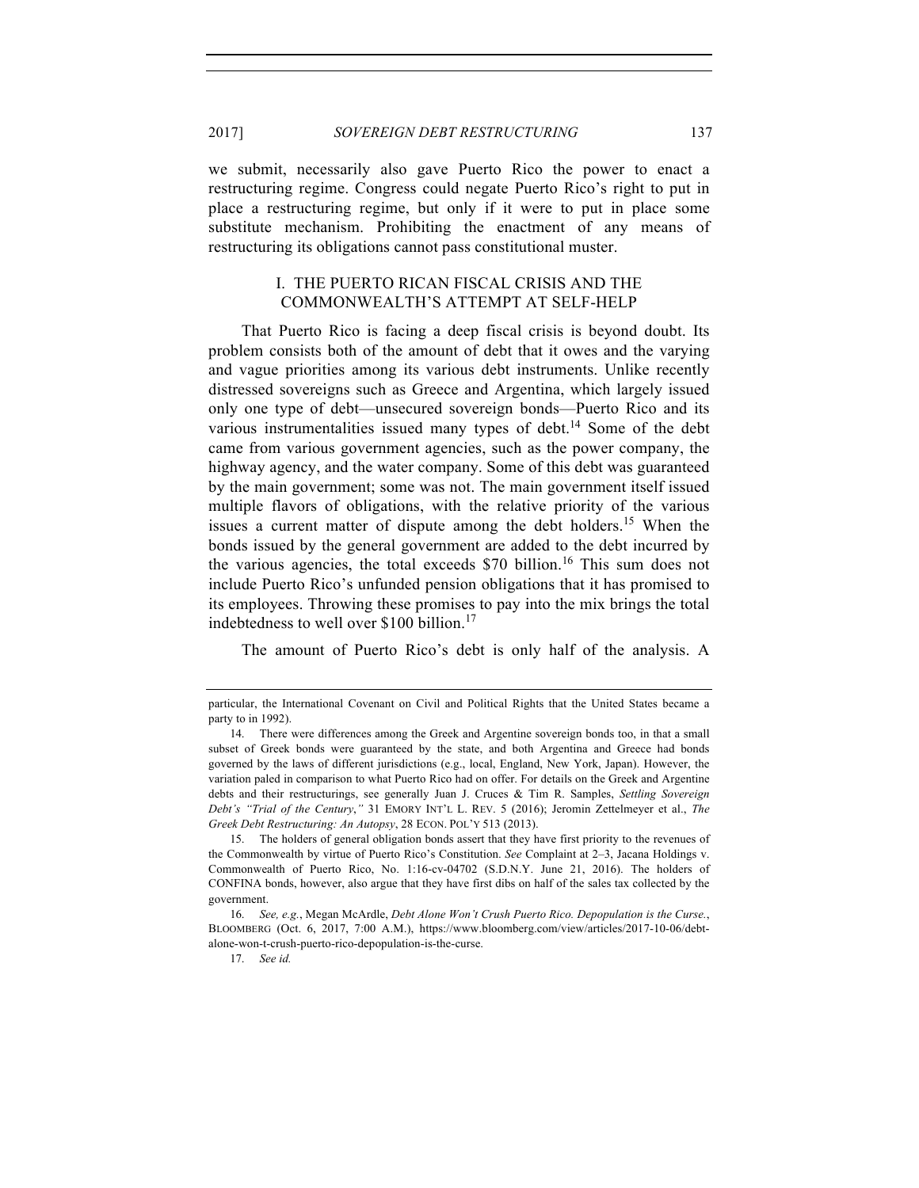we submit, necessarily also gave Puerto Rico the power to enact a restructuring regime. Congress could negate Puerto Rico's right to put in place a restructuring regime, but only if it were to put in place some substitute mechanism. Prohibiting the enactment of any means of restructuring its obligations cannot pass constitutional muster.

## I. THE PUERTO RICAN FISCAL CRISIS AND THE COMMONWEALTH'S ATTEMPT AT SELF-HELP

That Puerto Rico is facing a deep fiscal crisis is beyond doubt. Its problem consists both of the amount of debt that it owes and the varying and vague priorities among its various debt instruments. Unlike recently distressed sovereigns such as Greece and Argentina, which largely issued only one type of debt—unsecured sovereign bonds—Puerto Rico and its various instrumentalities issued many types of debt.[14] Some of the debt came from various government agencies, such as the power company, the highway agency, and the water company. Some of this debt was guaranteed by the main government; some was not. The main government itself issued multiple flavors of obligations, with the relative priority of the various issues a current matter of dispute among the debt holders.[15] When the bonds issued by the general government are added to the debt incurred by the various agencies, the total exceeds $70 billion.[16] This sum does not include Puerto Rico's unfunded pension obligations that it has promised to its employees. Throwing these promises to pay into the mix brings the total indebtedness to well over $100 billion.[17]

The amount of Puerto Rico's debt is only half of the analysis. A

---

particular, the International Covenant on Civil and Political Rights that the United States became a party to in 1992).

14. There were differences among the Greek and Argentine sovereign bonds too, in that a small subset of Greek bonds were guaranteed by the state, and both Argentina and Greece had bonds governed by the laws of different jurisdictions (e.g., local, England, New York, Japan). However, the variation paled in comparison to what Puerto Rico had on offer. For details on the Greek and Argentine debts and their restructurings, see generally Juan J. Cruces & Tim R. Samples, *Settling Sovereign Debt's "Trial of the Century*,*"* 31 EMORY INT'L L. REV. 5 (2016); Jeromin Zettelmeyer et al., *The Greek Debt Restructuring: An Autopsy*, 28 ECON. POL'Y 513 (2013).

15. The holders of general obligation bonds assert that they have first priority to the revenues of the Commonwealth by virtue of Puerto Rico's Constitution. *See* Complaint at 2–3, Jacana Holdings v. Commonwealth of Puerto Rico, No. 1:16-cv-04702 (S.D.N.Y. June 21, 2016). The holders of CONFINA bonds, however, also argue that they have first dibs on half of the sales tax collected by the government.

16. *See, e.g.*, Megan McArdle, *Debt Alone Won't Crush Puerto Rico. Depopulation is the Curse.*, BLOOMBERG (Oct. 6, 2017, 7:00 A.M.), https://www.bloomberg.com/view/articles/2017-10-06/debt-alone-won-t-crush-puerto-rico-depopulation-is-the-curse.

17. *See id.*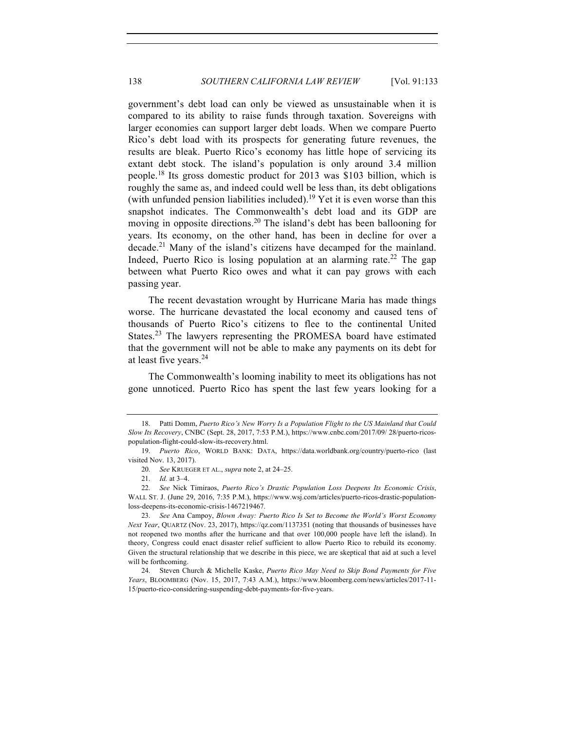government's debt load can only be viewed as unsustainable when it is compared to its ability to raise funds through taxation. Sovereigns with larger economies can support larger debt loads. When we compare Puerto Rico's debt load with its prospects for generating future revenues, the results are bleak. Puerto Rico's economy has little hope of servicing its extant debt stock. The island's population is only around 3.4 million people.[18] Its gross domestic product for 2013 was $103 billion, which is roughly the same as, and indeed could well be less than, its debt obligations (with unfunded pension liabilities included).[19] Yet it is even worse than this snapshot indicates. The Commonwealth's debt load and its GDP are moving in opposite directions.[20] The island's debt has been ballooning for years. Its economy, on the other hand, has been in decline for over a decade.[21] Many of the island's citizens have decamped for the mainland. Indeed, Puerto Rico is losing population at an alarming rate.[22] The gap between what Puerto Rico owes and what it can pay grows with each passing year.

The recent devastation wrought by Hurricane Maria has made things worse. The hurricane devastated the local economy and caused tens of thousands of Puerto Rico's citizens to flee to the continental United States.[23] The lawyers representing the PROMESA board have estimated that the government will not be able to make any payments on its debt for at least five years.[24]

The Commonwealth's looming inability to meet its obligations has not gone unnoticed. Puerto Rico has spent the last few years looking for a

---

18. Patti Domm, *Puerto Rico's New Worry Is a Population Flight to the US Mainland that Could Slow Its Recovery*, CNBC (Sept. 28, 2017, 7:53 P.M.), https://www.cnbc.com/2017/09/ 28/puerto-ricos-population-flight-could-slow-its-recovery.html.

19. *Puerto Rico*, WORLD BANK: DATA, https://data.worldbank.org/country/puerto-rico (last visited Nov. 13, 2017).

20. *See* KRUEGER ET AL., *supra* note 2, at 24–25.

21. *Id.* at 3–4.

22. *See* Nick Timiraos, *Puerto Rico's Drastic Population Loss Deepens Its Economic Crisis*, WALL ST. J. (June 29, 2016, 7:35 P.M.), https://www.wsj.com/articles/puerto-ricos-drastic-population-loss-deepens-its-economic-crisis-1467219467.

23. *See* Ana Campoy, *Blown Away: Puerto Rico Is Set to Become the World's Worst Economy Next Year*, QUARTZ (Nov. 23, 2017), https://qz.com/1137351 (noting that thousands of businesses have not reopened two months after the hurricane and that over 100,000 people have left the island). In theory, Congress could enact disaster relief sufficient to allow Puerto Rico to rebuild its economy. Given the structural relationship that we describe in this piece, we are skeptical that aid at such a level will be forthcoming.

24. Steven Church & Michelle Kaske, *Puerto Rico May Need to Skip Bond Payments for Five Years*, BLOOMBERG (Nov. 15, 2017, 7:43 A.M.), https://www.bloomberg.com/news/articles/2017-11-15/puerto-rico-considering-suspending-debt-payments-for-five-years.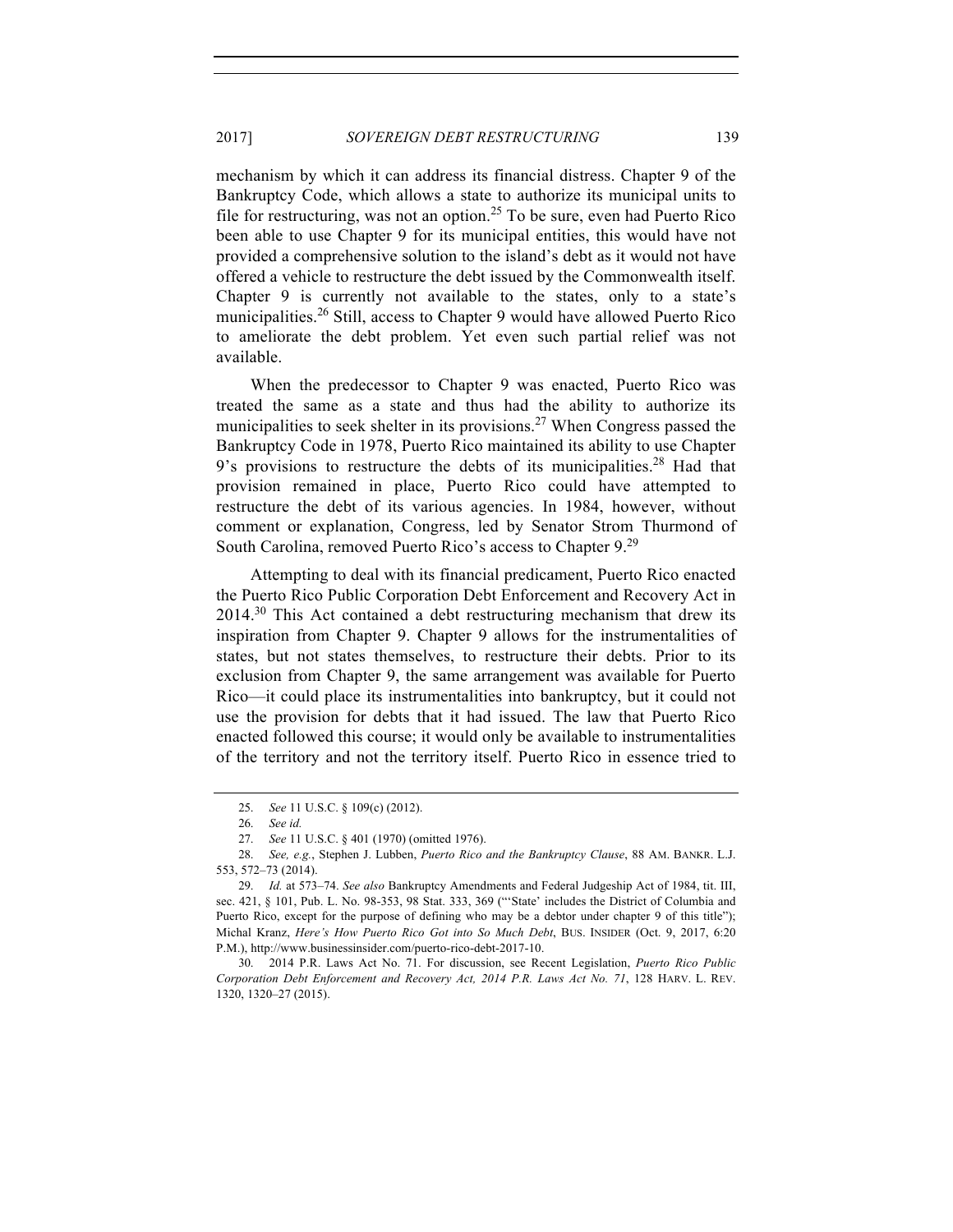mechanism by which it can address its financial distress. Chapter 9 of the Bankruptcy Code, which allows a state to authorize its municipal units to file for restructuring, was not an option.[25] To be sure, even had Puerto Rico been able to use Chapter 9 for its municipal entities, this would have not provided a comprehensive solution to the island's debt as it would not have offered a vehicle to restructure the debt issued by the Commonwealth itself. Chapter 9 is currently not available to the states, only to a state's municipalities.[26] Still, access to Chapter 9 would have allowed Puerto Rico to ameliorate the debt problem. Yet even such partial relief was not available.

When the predecessor to Chapter 9 was enacted, Puerto Rico was treated the same as a state and thus had the ability to authorize its municipalities to seek shelter in its provisions.[27] When Congress passed the Bankruptcy Code in 1978, Puerto Rico maintained its ability to use Chapter 9's provisions to restructure the debts of its municipalities.[28] Had that provision remained in place, Puerto Rico could have attempted to restructure the debt of its various agencies. In 1984, however, without comment or explanation, Congress, led by Senator Strom Thurmond of South Carolina, removed Puerto Rico's access to Chapter 9.[29]

Attempting to deal with its financial predicament, Puerto Rico enacted the Puerto Rico Public Corporation Debt Enforcement and Recovery Act in 2014.[30] This Act contained a debt restructuring mechanism that drew its inspiration from Chapter 9. Chapter 9 allows for the instrumentalities of states, but not states themselves, to restructure their debts. Prior to its exclusion from Chapter 9, the same arrangement was available for Puerto Rico—it could place its instrumentalities into bankruptcy, but it could not use the provision for debts that it had issued. The law that Puerto Rico enacted followed this course; it would only be available to instrumentalities of the territory and not the territory itself. Puerto Rico in essence tried to

---

25. *See* 11 U.S.C. § 109(c) (2012).

26. *See id.*

27. *See* 11 U.S.C. § 401 (1970) (omitted 1976).

28. *See, e.g.*, Stephen J. Lubben, *Puerto Rico and the Bankruptcy Clause*, 88 AM. BANKR. L.J. 553, 572–73 (2014).

29. *Id.* at 573–74. *See also* Bankruptcy Amendments and Federal Judgeship Act of 1984, tit. III, sec. 421, § 101, Pub. L. No. 98-353, 98 Stat. 333, 369 ("'State' includes the District of Columbia and Puerto Rico, except for the purpose of defining who may be a debtor under chapter 9 of this title"); Michal Kranz, *Here's How Puerto Rico Got into So Much Debt*, BUS. INSIDER (Oct. 9, 2017, 6:20 P.M.), http://www.businessinsider.com/puerto-rico-debt-2017-10.

30. 2014 P.R. Laws Act No. 71. For discussion, see Recent Legislation, *Puerto Rico Public Corporation Debt Enforcement and Recovery Act, 2014 P.R. Laws Act No. 71*, 128 HARV. L. REV. 1320, 1320–27 (2015).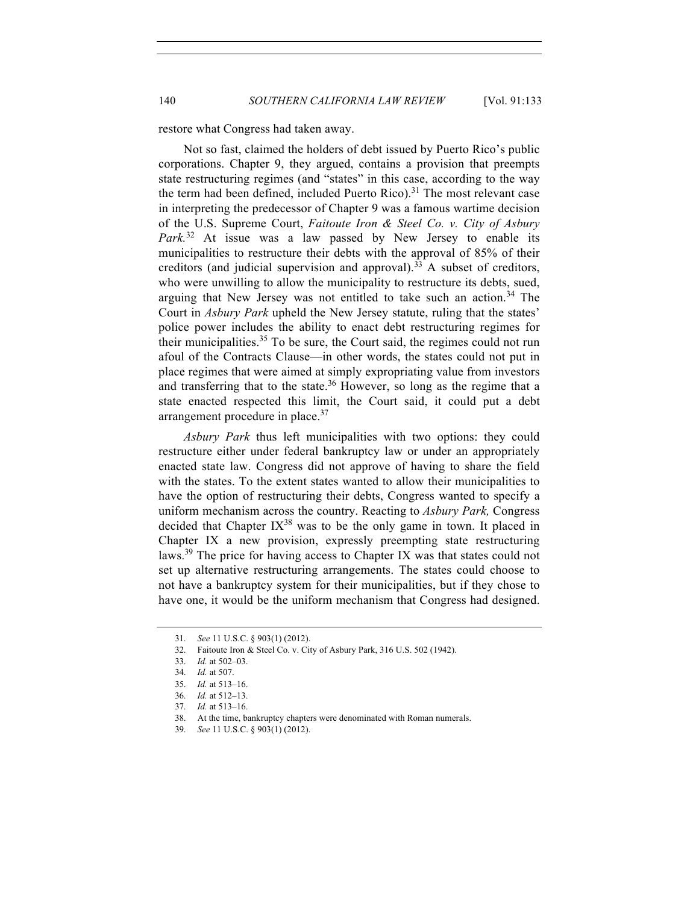restore what Congress had taken away.

Not so fast, claimed the holders of debt issued by Puerto Rico's public corporations. Chapter 9, they argued, contains a provision that preempts state restructuring regimes (and "states" in this case, according to the way the term had been defined, included Puerto Rico).[31] The most relevant case in interpreting the predecessor of Chapter 9 was a famous wartime decision of the U.S. Supreme Court, *Faitoute Iron & Steel Co. v. City of Asbury Park.*[32] At issue was a law passed by New Jersey to enable its municipalities to restructure their debts with the approval of 85% of their creditors (and judicial supervision and approval).[33] A subset of creditors, who were unwilling to allow the municipality to restructure its debts, sued, arguing that New Jersey was not entitled to take such an action.[34] The Court in *Asbury Park* upheld the New Jersey statute, ruling that the states' police power includes the ability to enact debt restructuring regimes for their municipalities.[35] To be sure, the Court said, the regimes could not run afoul of the Contracts Clause—in other words, the states could not put in place regimes that were aimed at simply expropriating value from investors and transferring that to the state.[36] However, so long as the regime that a state enacted respected this limit, the Court said, it could put a debt arrangement procedure in place.[37]

*Asbury Park* thus left municipalities with two options: they could restructure either under federal bankruptcy law or under an appropriately enacted state law. Congress did not approve of having to share the field with the states. To the extent states wanted to allow their municipalities to have the option of restructuring their debts, Congress wanted to specify a uniform mechanism across the country. Reacting to *Asbury Park,* Congress decided that Chapter IX[38] was to be the only game in town. It placed in Chapter IX a new provision, expressly preempting state restructuring laws.[39] The price for having access to Chapter IX was that states could not set up alternative restructuring arrangements. The states could choose to not have a bankruptcy system for their municipalities, but if they chose to have one, it would be the uniform mechanism that Congress had designed.

31. *See* 11 U.S.C. § 903(1) (2012).

32. Faitoute Iron & Steel Co. v. City of Asbury Park, 316 U.S. 502 (1942).

33. *Id.* at 502–03.

34. *Id.* at 507.

35. *Id.* at 513–16.

36. *Id.* at 512–13.

37. *Id.* at 513–16.

38. At the time, bankruptcy chapters were denominated with Roman numerals.

39. *See* 11 U.S.C. § 903(1) (2012).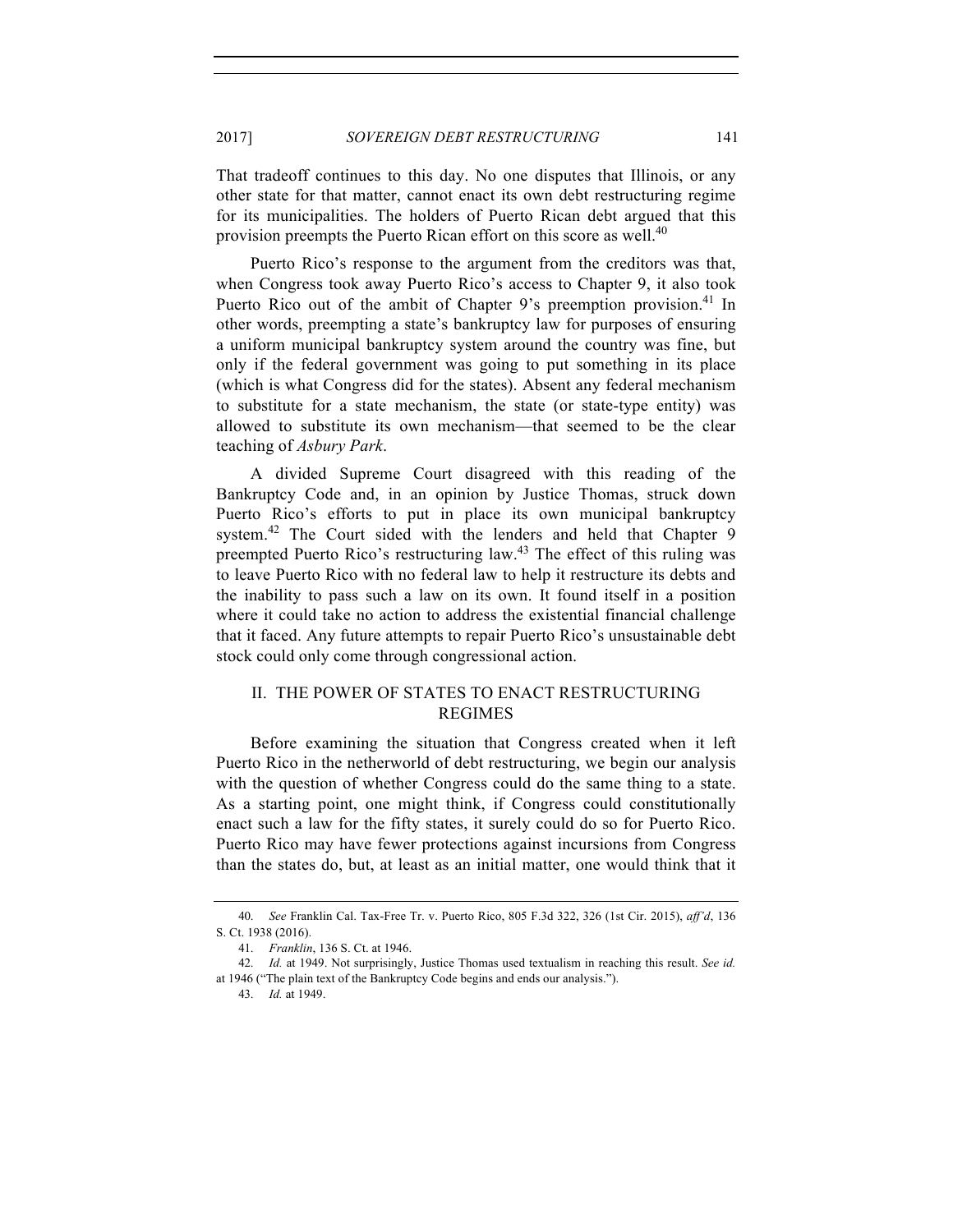That tradeoff continues to this day. No one disputes that Illinois, or any other state for that matter, cannot enact its own debt restructuring regime for its municipalities. The holders of Puerto Rican debt argued that this provision preempts the Puerto Rican effort on this score as well.[40]

Puerto Rico's response to the argument from the creditors was that, when Congress took away Puerto Rico's access to Chapter 9, it also took Puerto Rico out of the ambit of Chapter 9's preemption provision.[41] In other words, preempting a state's bankruptcy law for purposes of ensuring a uniform municipal bankruptcy system around the country was fine, but only if the federal government was going to put something in its place (which is what Congress did for the states). Absent any federal mechanism to substitute for a state mechanism, the state (or state-type entity) was allowed to substitute its own mechanism—that seemed to be the clear teaching of *Asbury Park*.

A divided Supreme Court disagreed with this reading of the Bankruptcy Code and, in an opinion by Justice Thomas, struck down Puerto Rico's efforts to put in place its own municipal bankruptcy system.[42] The Court sided with the lenders and held that Chapter 9 preempted Puerto Rico's restructuring law.[43] The effect of this ruling was to leave Puerto Rico with no federal law to help it restructure its debts and the inability to pass such a law on its own. It found itself in a position where it could take no action to address the existential financial challenge that it faced. Any future attempts to repair Puerto Rico's unsustainable debt stock could only come through congressional action.

## II. THE POWER OF STATES TO ENACT RESTRUCTURING REGIMES

Before examining the situation that Congress created when it left Puerto Rico in the netherworld of debt restructuring, we begin our analysis with the question of whether Congress could do the same thing to a state. As a starting point, one might think, if Congress could constitutionally enact such a law for the fifty states, it surely could do so for Puerto Rico. Puerto Rico may have fewer protections against incursions from Congress than the states do, but, at least as an initial matter, one would think that it

---

40. *See* Franklin Cal. Tax-Free Tr. v. Puerto Rico, 805 F.3d 322, 326 (1st Cir. 2015), *aff'd*, 136 S. Ct. 1938 (2016).

41. *Franklin*, 136 S. Ct. at 1946.

42. *Id.* at 1949. Not surprisingly, Justice Thomas used textualism in reaching this result. *See id.* at 1946 ("The plain text of the Bankruptcy Code begins and ends our analysis.").

43. *Id.* at 1949.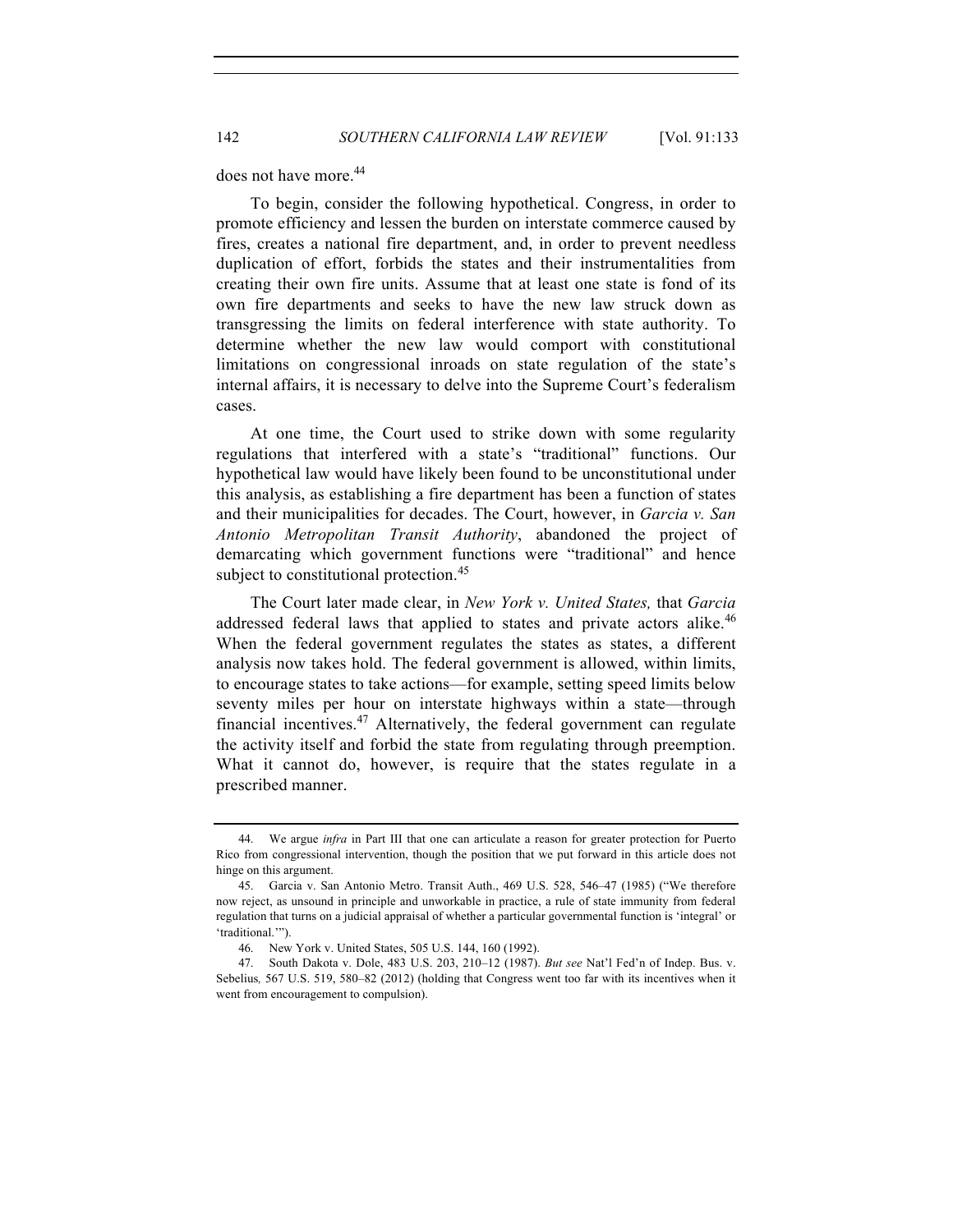does not have more.[44]

To begin, consider the following hypothetical. Congress, in order to promote efficiency and lessen the burden on interstate commerce caused by fires, creates a national fire department, and, in order to prevent needless duplication of effort, forbids the states and their instrumentalities from creating their own fire units. Assume that at least one state is fond of its own fire departments and seeks to have the new law struck down as transgressing the limits on federal interference with state authority. To determine whether the new law would comport with constitutional limitations on congressional inroads on state regulation of the state's internal affairs, it is necessary to delve into the Supreme Court's federalism cases.

At one time, the Court used to strike down with some regularity regulations that interfered with a state's "traditional" functions. Our hypothetical law would have likely been found to be unconstitutional under this analysis, as establishing a fire department has been a function of states and their municipalities for decades. The Court, however, in *Garcia v. San Antonio Metropolitan Transit Authority*, abandoned the project of demarcating which government functions were "traditional" and hence subject to constitutional protection.[45]

The Court later made clear, in *New York v. United States,* that *Garcia* addressed federal laws that applied to states and private actors alike.[46] When the federal government regulates the states as states, a different analysis now takes hold. The federal government is allowed, within limits, to encourage states to take actions—for example, setting speed limits below seventy miles per hour on interstate highways within a state—through financial incentives.[47] Alternatively, the federal government can regulate the activity itself and forbid the state from regulating through preemption. What it cannot do, however, is require that the states regulate in a prescribed manner.

---

44. We argue *infra* in Part III that one can articulate a reason for greater protection for Puerto Rico from congressional intervention, though the position that we put forward in this article does not hinge on this argument.

45. Garcia v. San Antonio Metro. Transit Auth., 469 U.S. 528, 546–47 (1985) ("We therefore now reject, as unsound in principle and unworkable in practice, a rule of state immunity from federal regulation that turns on a judicial appraisal of whether a particular governmental function is 'integral' or 'traditional.'").

46. New York v. United States, 505 U.S. 144, 160 (1992).

47. South Dakota v. Dole, 483 U.S. 203, 210–12 (1987). *But see* Nat'l Fed'n of Indep. Bus. v. Sebelius*,* 567 U.S. 519, 580–82 (2012) (holding that Congress went too far with its incentives when it went from encouragement to compulsion).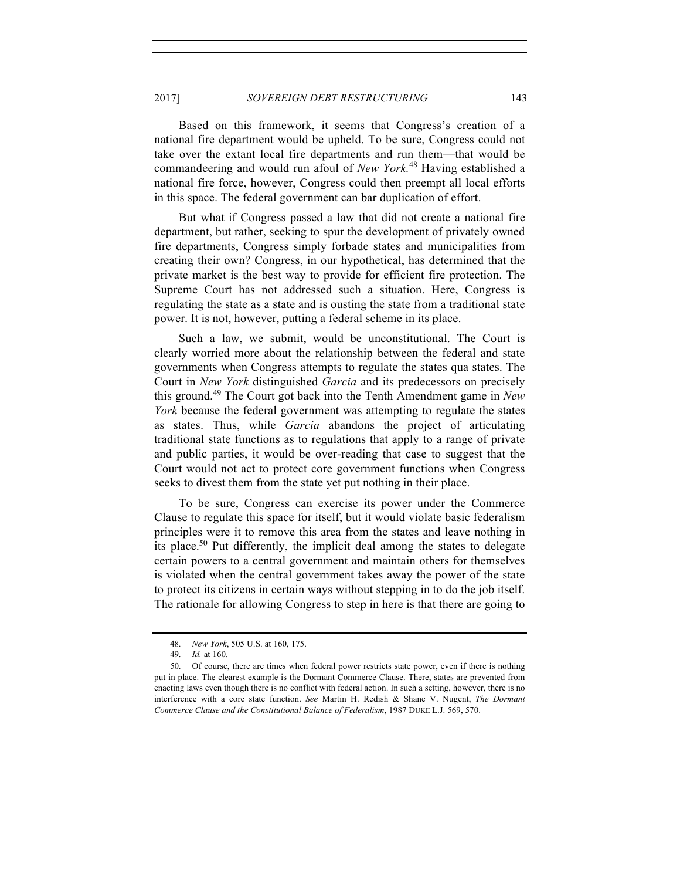Based on this framework, it seems that Congress's creation of a national fire department would be upheld. To be sure, Congress could not take over the extant local fire departments and run them—that would be commandeering and would run afoul of *New York.*[48] Having established a national fire force, however, Congress could then preempt all local efforts in this space. The federal government can bar duplication of effort.

But what if Congress passed a law that did not create a national fire department, but rather, seeking to spur the development of privately owned fire departments, Congress simply forbade states and municipalities from creating their own? Congress, in our hypothetical, has determined that the private market is the best way to provide for efficient fire protection. The Supreme Court has not addressed such a situation. Here, Congress is regulating the state as a state and is ousting the state from a traditional state power. It is not, however, putting a federal scheme in its place.

Such a law, we submit, would be unconstitutional. The Court is clearly worried more about the relationship between the federal and state governments when Congress attempts to regulate the states qua states. The Court in *New York* distinguished *Garcia* and its predecessors on precisely this ground.[49] The Court got back into the Tenth Amendment game in *New York* because the federal government was attempting to regulate the states as states. Thus, while *Garcia* abandons the project of articulating traditional state functions as to regulations that apply to a range of private and public parties, it would be over-reading that case to suggest that the Court would not act to protect core government functions when Congress seeks to divest them from the state yet put nothing in their place.

To be sure, Congress can exercise its power under the Commerce Clause to regulate this space for itself, but it would violate basic federalism principles were it to remove this area from the states and leave nothing in its place.[50] Put differently, the implicit deal among the states to delegate certain powers to a central government and maintain others for themselves is violated when the central government takes away the power of the state to protect its citizens in certain ways without stepping in to do the job itself. The rationale for allowing Congress to step in here is that there are going to

---

48. *New York*, 505 U.S. at 160, 175.

49. *Id.* at 160.

50. Of course, there are times when federal power restricts state power, even if there is nothing put in place. The clearest example is the Dormant Commerce Clause. There, states are prevented from enacting laws even though there is no conflict with federal action. In such a setting, however, there is no interference with a core state function. *See* Martin H. Redish & Shane V. Nugent, *The Dormant Commerce Clause and the Constitutional Balance of Federalism*, 1987 DUKE L.J. 569, 570.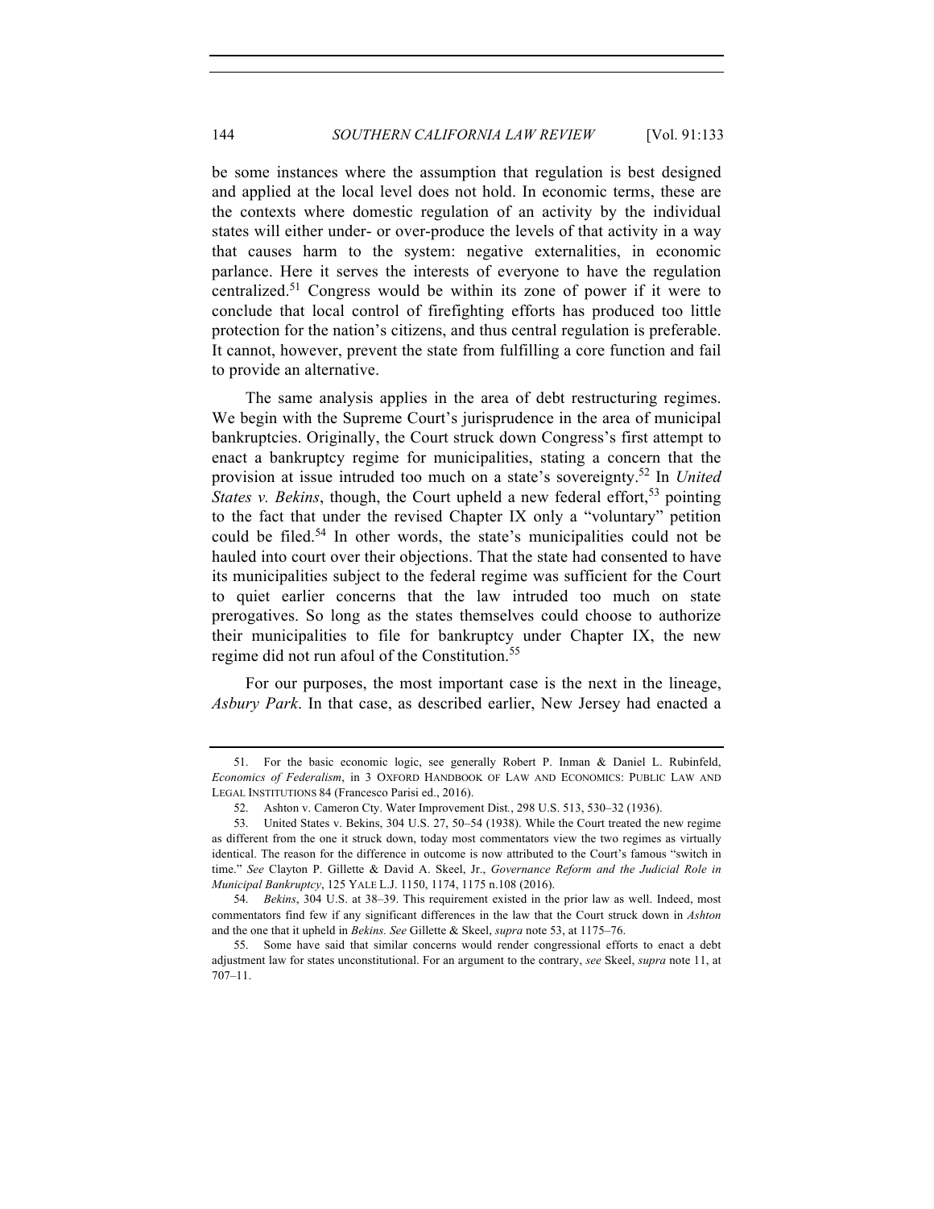be some instances where the assumption that regulation is best designed and applied at the local level does not hold. In economic terms, these are the contexts where domestic regulation of an activity by the individual states will either under- or over-produce the levels of that activity in a way that causes harm to the system: negative externalities, in economic parlance. Here it serves the interests of everyone to have the regulation centralized.[51] Congress would be within its zone of power if it were to conclude that local control of firefighting efforts has produced too little protection for the nation's citizens, and thus central regulation is preferable. It cannot, however, prevent the state from fulfilling a core function and fail to provide an alternative.

The same analysis applies in the area of debt restructuring regimes. We begin with the Supreme Court's jurisprudence in the area of municipal bankruptcies. Originally, the Court struck down Congress's first attempt to enact a bankruptcy regime for municipalities, stating a concern that the provision at issue intruded too much on a state's sovereignty.[52] In *United States v. Bekins*, though, the Court upheld a new federal effort,[53] pointing to the fact that under the revised Chapter IX only a "voluntary" petition could be filed.[54] In other words, the state's municipalities could not be hauled into court over their objections. That the state had consented to have its municipalities subject to the federal regime was sufficient for the Court to quiet earlier concerns that the law intruded too much on state prerogatives. So long as the states themselves could choose to authorize their municipalities to file for bankruptcy under Chapter IX, the new regime did not run afoul of the Constitution.[55]

For our purposes, the most important case is the next in the lineage, *Asbury Park*. In that case, as described earlier, New Jersey had enacted a

---

51. For the basic economic logic, see generally Robert P. Inman & Daniel L. Rubinfeld, *Economics of Federalism*, in 3 OXFORD HANDBOOK OF LAW AND ECONOMICS: PUBLIC LAW AND LEGAL INSTITUTIONS 84 (Francesco Parisi ed., 2016).

52. Ashton v. Cameron Cty. Water Improvement Dist., 298 U.S. 513, 530–32 (1936).

53. United States v. Bekins, 304 U.S. 27, 50–54 (1938). While the Court treated the new regime as different from the one it struck down, today most commentators view the two regimes as virtually identical. The reason for the difference in outcome is now attributed to the Court's famous "switch in time." *See* Clayton P. Gillette & David A. Skeel, Jr., *Governance Reform and the Judicial Role in Municipal Bankruptcy*, 125 YALE L.J. 1150, 1174, 1175 n.108 (2016).

54. *Bekins*, 304 U.S. at 38–39. This requirement existed in the prior law as well. Indeed, most commentators find few if any significant differences in the law that the Court struck down in *Ashton* and the one that it upheld in *Bekins. See* Gillette & Skeel, *supra* note 53, at 1175–76.

55. Some have said that similar concerns would render congressional efforts to enact a debt adjustment law for states unconstitutional. For an argument to the contrary, *see* Skeel, *supra* note 11, at 707–11.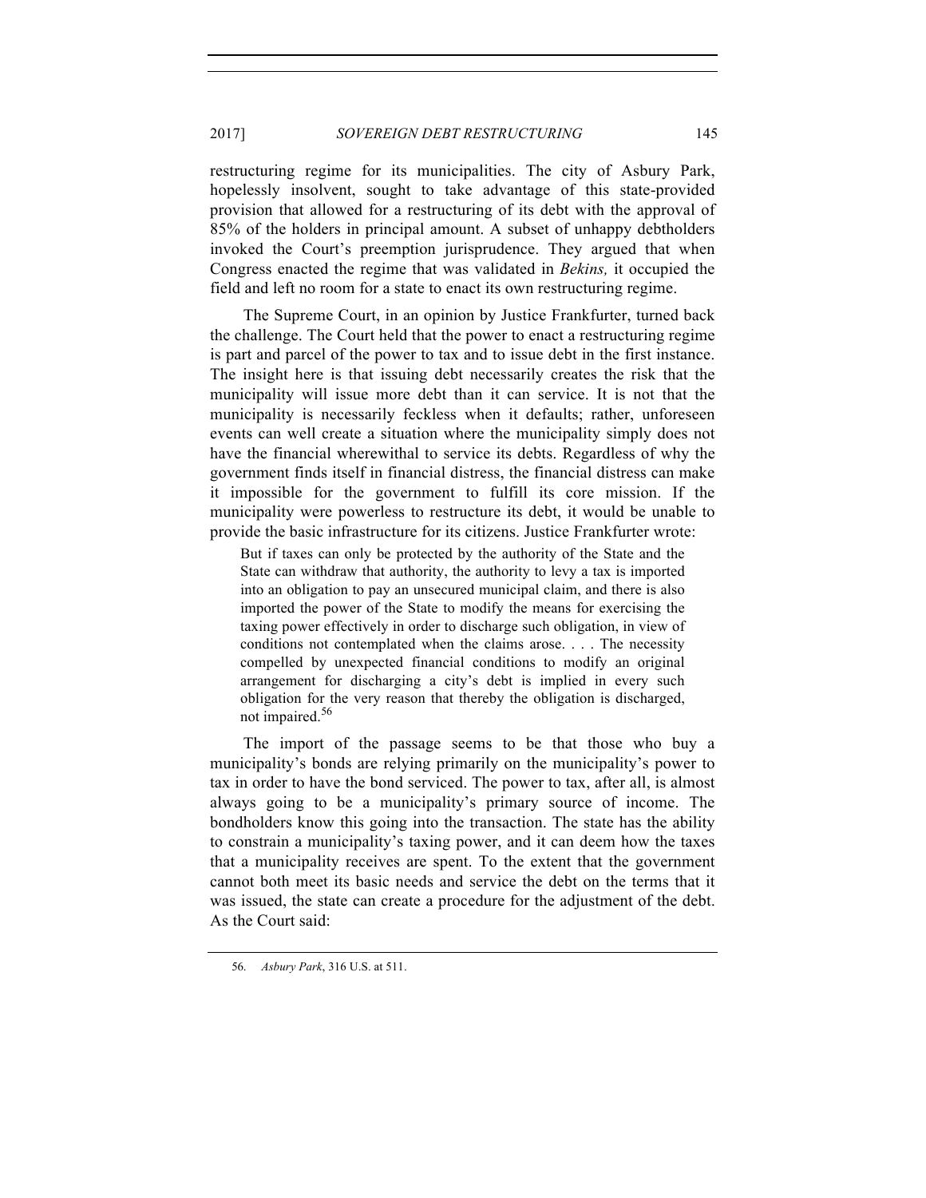restructuring regime for its municipalities. The city of Asbury Park, hopelessly insolvent, sought to take advantage of this state-provided provision that allowed for a restructuring of its debt with the approval of 85% of the holders in principal amount. A subset of unhappy debtholders invoked the Court's preemption jurisprudence. They argued that when Congress enacted the regime that was validated in *Bekins,* it occupied the field and left no room for a state to enact its own restructuring regime.

The Supreme Court, in an opinion by Justice Frankfurter, turned back the challenge. The Court held that the power to enact a restructuring regime is part and parcel of the power to tax and to issue debt in the first instance. The insight here is that issuing debt necessarily creates the risk that the municipality will issue more debt than it can service. It is not that the municipality is necessarily feckless when it defaults; rather, unforeseen events can well create a situation where the municipality simply does not have the financial wherewithal to service its debts. Regardless of why the government finds itself in financial distress, the financial distress can make it impossible for the government to fulfill its core mission. If the municipality were powerless to restructure its debt, it would be unable to provide the basic infrastructure for its citizens. Justice Frankfurter wrote:

> But if taxes can only be protected by the authority of the State and the State can withdraw that authority, the authority to levy a tax is imported into an obligation to pay an unsecured municipal claim, and there is also imported the power of the State to modify the means for exercising the taxing power effectively in order to discharge such obligation, in view of conditions not contemplated when the claims arose. . . . The necessity compelled by unexpected financial conditions to modify an original arrangement for discharging a city's debt is implied in every such obligation for the very reason that thereby the obligation is discharged, not impaired.[56]

The import of the passage seems to be that those who buy a municipality's bonds are relying primarily on the municipality's power to tax in order to have the bond serviced. The power to tax, after all, is almost always going to be a municipality's primary source of income. The bondholders know this going into the transaction. The state has the ability to constrain a municipality's taxing power, and it can deem how the taxes that a municipality receives are spent. To the extent that the government cannot both meet its basic needs and service the debt on the terms that it was issued, the state can create a procedure for the adjustment of the debt. As the Court said:

---

56. *Asbury Park*, 316 U.S. at 511.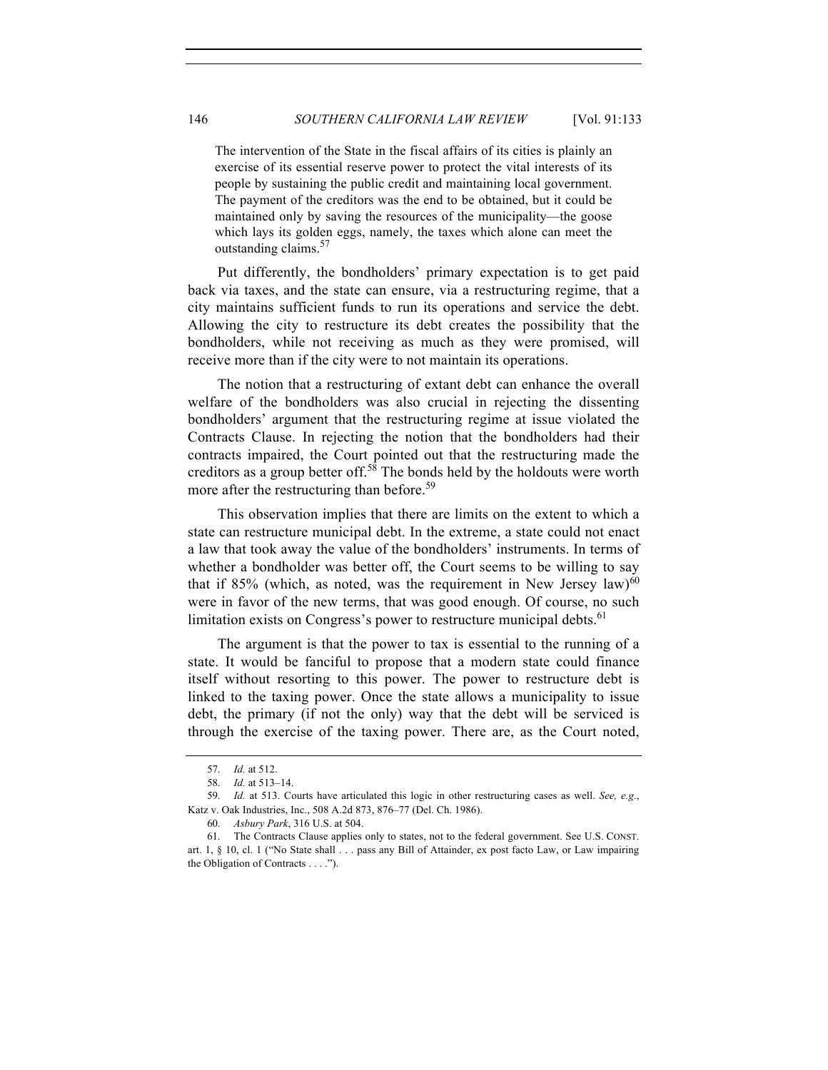> The intervention of the State in the fiscal affairs of its cities is plainly an exercise of its essential reserve power to protect the vital interests of its people by sustaining the public credit and maintaining local government. The payment of the creditors was the end to be obtained, but it could be maintained only by saving the resources of the municipality—the goose which lays its golden eggs, namely, the taxes which alone can meet the outstanding claims.[57]

Put differently, the bondholders' primary expectation is to get paid back via taxes, and the state can ensure, via a restructuring regime, that a city maintains sufficient funds to run its operations and service the debt. Allowing the city to restructure its debt creates the possibility that the bondholders, while not receiving as much as they were promised, will receive more than if the city were to not maintain its operations.

The notion that a restructuring of extant debt can enhance the overall welfare of the bondholders was also crucial in rejecting the dissenting bondholders' argument that the restructuring regime at issue violated the Contracts Clause. In rejecting the notion that the bondholders had their contracts impaired, the Court pointed out that the restructuring made the creditors as a group better off.[58] The bonds held by the holdouts were worth more after the restructuring than before.[59]

This observation implies that there are limits on the extent to which a state can restructure municipal debt. In the extreme, a state could not enact a law that took away the value of the bondholders' instruments. In terms of whether a bondholder was better off, the Court seems to be willing to say that if 85% (which, as noted, was the requirement in New Jersey law)[60] were in favor of the new terms, that was good enough. Of course, no such limitation exists on Congress's power to restructure municipal debts.[61]

The argument is that the power to tax is essential to the running of a state. It would be fanciful to propose that a modern state could finance itself without resorting to this power. The power to restructure debt is linked to the taxing power. Once the state allows a municipality to issue debt, the primary (if not the only) way that the debt will be serviced is through the exercise of the taxing power. There are, as the Court noted,

---

57. *Id.* at 512.

58. *Id.* at 513–14.

59. *Id.* at 513. Courts have articulated this logic in other restructuring cases as well. *See, e.g.*, Katz v. Oak Industries, Inc., 508 A.2d 873, 876–77 (Del. Ch. 1986).

60. *Asbury Park*, 316 U.S. at 504.

61. The Contracts Clause applies only to states, not to the federal government. See U.S. CONST. art. 1, § 10, cl. 1 ("No State shall . . . pass any Bill of Attainder, ex post facto Law, or Law impairing the Obligation of Contracts . . . .").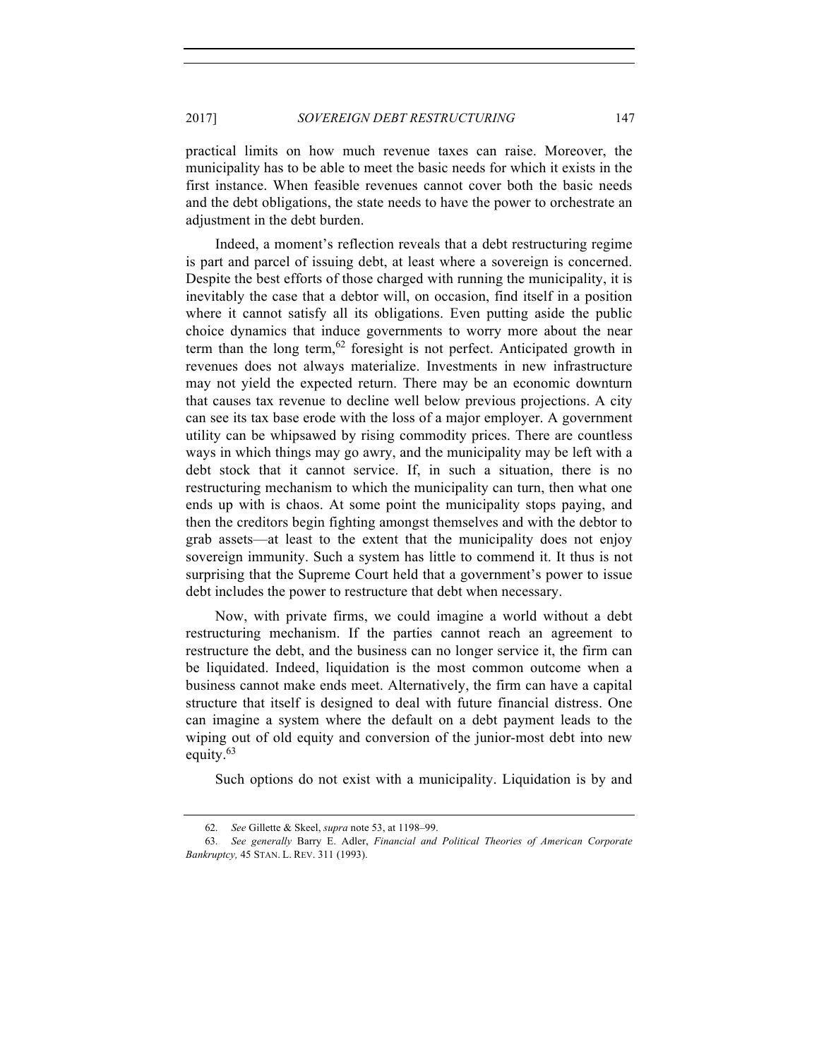practical limits on how much revenue taxes can raise. Moreover, the municipality has to be able to meet the basic needs for which it exists in the first instance. When feasible revenues cannot cover both the basic needs and the debt obligations, the state needs to have the power to orchestrate an adjustment in the debt burden.

Indeed, a moment's reflection reveals that a debt restructuring regime is part and parcel of issuing debt, at least where a sovereign is concerned. Despite the best efforts of those charged with running the municipality, it is inevitably the case that a debtor will, on occasion, find itself in a position where it cannot satisfy all its obligations. Even putting aside the public choice dynamics that induce governments to worry more about the near term than the long term,[62] foresight is not perfect. Anticipated growth in revenues does not always materialize. Investments in new infrastructure may not yield the expected return. There may be an economic downturn that causes tax revenue to decline well below previous projections. A city can see its tax base erode with the loss of a major employer. A government utility can be whipsawed by rising commodity prices. There are countless ways in which things may go awry, and the municipality may be left with a debt stock that it cannot service. If, in such a situation, there is no restructuring mechanism to which the municipality can turn, then what one ends up with is chaos. At some point the municipality stops paying, and then the creditors begin fighting amongst themselves and with the debtor to grab assets—at least to the extent that the municipality does not enjoy sovereign immunity. Such a system has little to commend it. It thus is not surprising that the Supreme Court held that a government's power to issue debt includes the power to restructure that debt when necessary.

Now, with private firms, we could imagine a world without a debt restructuring mechanism. If the parties cannot reach an agreement to restructure the debt, and the business can no longer service it, the firm can be liquidated. Indeed, liquidation is the most common outcome when a business cannot make ends meet. Alternatively, the firm can have a capital structure that itself is designed to deal with future financial distress. One can imagine a system where the default on a debt payment leads to the wiping out of old equity and conversion of the junior-most debt into new equity.[63]

Such options do not exist with a municipality. Liquidation is by and

---

62. *See* Gillette & Skeel, *supra* note 53, at 1198–99.

63. *See generally* Barry E. Adler, *Financial and Political Theories of American Corporate Bankruptcy,* 45 STAN. L. REV. 311 (1993).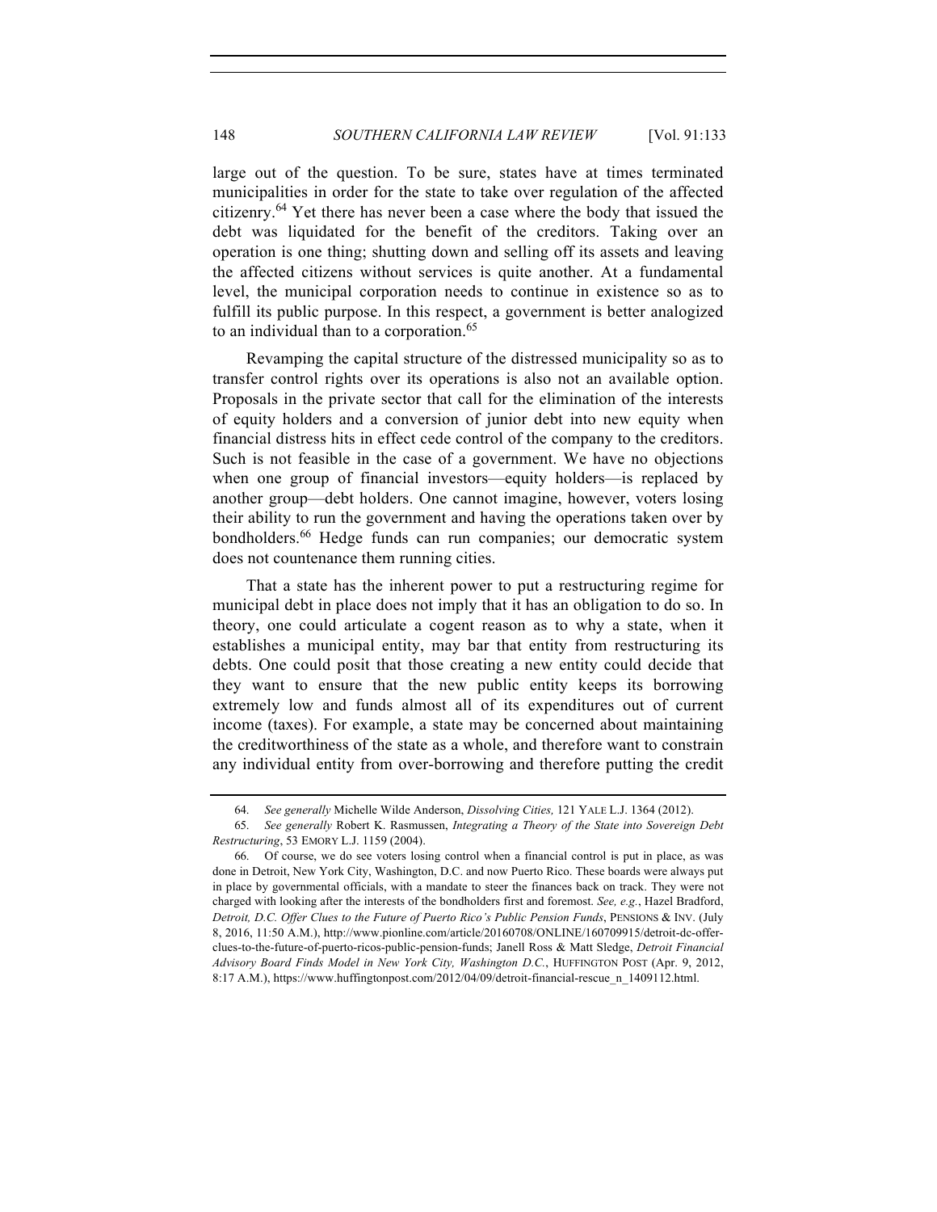large out of the question. To be sure, states have at times terminated municipalities in order for the state to take over regulation of the affected citizenry.[64] Yet there has never been a case where the body that issued the debt was liquidated for the benefit of the creditors. Taking over an operation is one thing; shutting down and selling off its assets and leaving the affected citizens without services is quite another. At a fundamental level, the municipal corporation needs to continue in existence so as to fulfill its public purpose. In this respect, a government is better analogized to an individual than to a corporation.[65]

Revamping the capital structure of the distressed municipality so as to transfer control rights over its operations is also not an available option. Proposals in the private sector that call for the elimination of the interests of equity holders and a conversion of junior debt into new equity when financial distress hits in effect cede control of the company to the creditors. Such is not feasible in the case of a government. We have no objections when one group of financial investors—equity holders—is replaced by another group—debt holders. One cannot imagine, however, voters losing their ability to run the government and having the operations taken over by bondholders.[66] Hedge funds can run companies; our democratic system does not countenance them running cities.

That a state has the inherent power to put a restructuring regime for municipal debt in place does not imply that it has an obligation to do so. In theory, one could articulate a cogent reason as to why a state, when it establishes a municipal entity, may bar that entity from restructuring its debts. One could posit that those creating a new entity could decide that they want to ensure that the new public entity keeps its borrowing extremely low and funds almost all of its expenditures out of current income (taxes). For example, a state may be concerned about maintaining the creditworthiness of the state as a whole, and therefore want to constrain any individual entity from over-borrowing and therefore putting the credit

---

64. *See generally* Michelle Wilde Anderson, *Dissolving Cities,* 121 YALE L.J. 1364 (2012).

65. *See generally* Robert K. Rasmussen, *Integrating a Theory of the State into Sovereign Debt Restructuring*, 53 EMORY L.J. 1159 (2004).

66. Of course, we do see voters losing control when a financial control is put in place, as was done in Detroit, New York City, Washington, D.C. and now Puerto Rico. These boards were always put in place by governmental officials, with a mandate to steer the finances back on track. They were not charged with looking after the interests of the bondholders first and foremost. *See, e.g.*, Hazel Bradford, *Detroit, D.C. Offer Clues to the Future of Puerto Rico's Public Pension Funds*, PENSIONS & INV. (July 8, 2016, 11:50 A.M.), http://www.pionline.com/article/20160708/ONLINE/160709915/detroit-dc-offer-clues-to-the-future-of-puerto-ricos-public-pension-funds; Janell Ross & Matt Sledge, *Detroit Financial Advisory Board Finds Model in New York City, Washington D.C.*, HUFFINGTON POST (Apr. 9, 2012, 8:17 A.M.), https://www.huffingtonpost.com/2012/04/09/detroit-financial-rescue_n_1409112.html.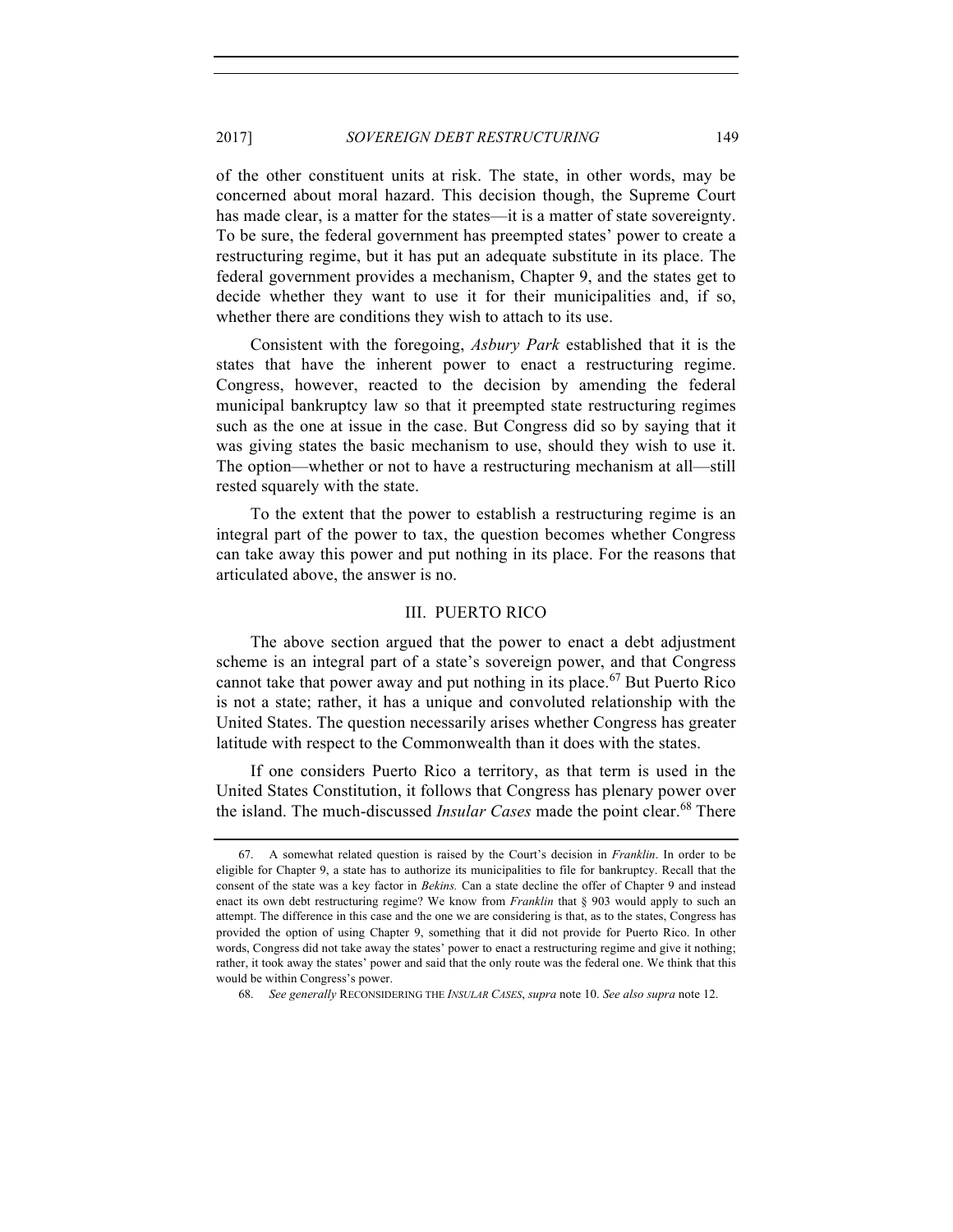of the other constituent units at risk. The state, in other words, may be concerned about moral hazard. This decision though, the Supreme Court has made clear, is a matter for the states—it is a matter of state sovereignty. To be sure, the federal government has preempted states' power to create a restructuring regime, but it has put an adequate substitute in its place. The federal government provides a mechanism, Chapter 9, and the states get to decide whether they want to use it for their municipalities and, if so, whether there are conditions they wish to attach to its use.

Consistent with the foregoing, *Asbury Park* established that it is the states that have the inherent power to enact a restructuring regime. Congress, however, reacted to the decision by amending the federal municipal bankruptcy law so that it preempted state restructuring regimes such as the one at issue in the case. But Congress did so by saying that it was giving states the basic mechanism to use, should they wish to use it. The option—whether or not to have a restructuring mechanism at all—still rested squarely with the state.

To the extent that the power to establish a restructuring regime is an integral part of the power to tax, the question becomes whether Congress can take away this power and put nothing in its place. For the reasons that articulated above, the answer is no.

## III. PUERTO RICO

The above section argued that the power to enact a debt adjustment scheme is an integral part of a state's sovereign power, and that Congress cannot take that power away and put nothing in its place.[67] But Puerto Rico is not a state; rather, it has a unique and convoluted relationship with the United States. The question necessarily arises whether Congress has greater latitude with respect to the Commonwealth than it does with the states.

If one considers Puerto Rico a territory, as that term is used in the United States Constitution, it follows that Congress has plenary power over the island. The much-discussed *Insular Cases* made the point clear.[68] There

---

67. A somewhat related question is raised by the Court's decision in *Franklin*. In order to be eligible for Chapter 9, a state has to authorize its municipalities to file for bankruptcy. Recall that the consent of the state was a key factor in *Bekins.* Can a state decline the offer of Chapter 9 and instead enact its own debt restructuring regime? We know from *Franklin* that § 903 would apply to such an attempt. The difference in this case and the one we are considering is that, as to the states, Congress has provided the option of using Chapter 9, something that it did not provide for Puerto Rico. In other words, Congress did not take away the states' power to enact a restructuring regime and give it nothing; rather, it took away the states' power and said that the only route was the federal one. We think that this would be within Congress's power.

68. *See generally* RECONSIDERING THE *INSULAR CASES*, *supra* note 10. *See also supra* note 12.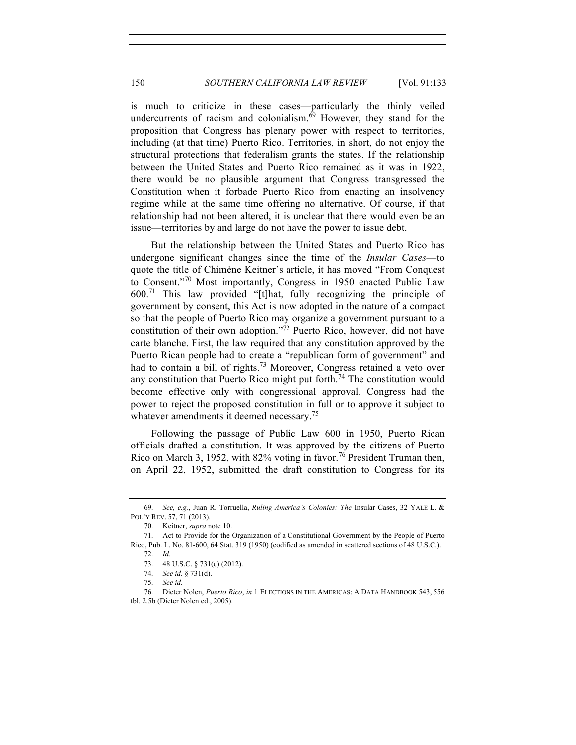is much to criticize in these cases—particularly the thinly veiled undercurrents of racism and colonialism.[69] However, they stand for the proposition that Congress has plenary power with respect to territories, including (at that time) Puerto Rico. Territories, in short, do not enjoy the structural protections that federalism grants the states. If the relationship between the United States and Puerto Rico remained as it was in 1922, there would be no plausible argument that Congress transgressed the Constitution when it forbade Puerto Rico from enacting an insolvency regime while at the same time offering no alternative. Of course, if that relationship had not been altered, it is unclear that there would even be an issue—territories by and large do not have the power to issue debt.

But the relationship between the United States and Puerto Rico has undergone significant changes since the time of the *Insular Cases*—to quote the title of Chimène Keitner's article, it has moved "From Conquest to Consent."[70] Most importantly, Congress in 1950 enacted Public Law 600.[71] This law provided "[t]hat, fully recognizing the principle of government by consent, this Act is now adopted in the nature of a compact so that the people of Puerto Rico may organize a government pursuant to a constitution of their own adoption."[72] Puerto Rico, however, did not have carte blanche. First, the law required that any constitution approved by the Puerto Rican people had to create a "republican form of government" and had to contain a bill of rights.[73] Moreover, Congress retained a veto over any constitution that Puerto Rico might put forth.[74] The constitution would become effective only with congressional approval. Congress had the power to reject the proposed constitution in full or to approve it subject to whatever amendments it deemed necessary.[75]

Following the passage of Public Law 600 in 1950, Puerto Rican officials drafted a constitution. It was approved by the citizens of Puerto Rico on March 3, 1952, with 82% voting in favor.[76] President Truman then, on April 22, 1952, submitted the draft constitution to Congress for its

---

69. *See, e.g.*, Juan R. Torruella, *Ruling America's Colonies: The* Insular Cases, 32 YALE L. & POL'Y REV. 57, 71 (2013).

70. Keitner, *supra* note 10.

71. Act to Provide for the Organization of a Constitutional Government by the People of Puerto Rico, Pub. L. No. 81-600, 64 Stat. 319 (1950) (codified as amended in scattered sections of 48 U.S.C.).

72. *Id.*

73. 48 U.S.C. § 731(c) (2012).

74. *See id.* § 731(d).

75. *See id.*

76. Dieter Nolen, *Puerto Rico*, *in* 1 ELECTIONS IN THE AMERICAS: A DATA HANDBOOK 543, 556 tbl. 2.5b (Dieter Nolen ed., 2005).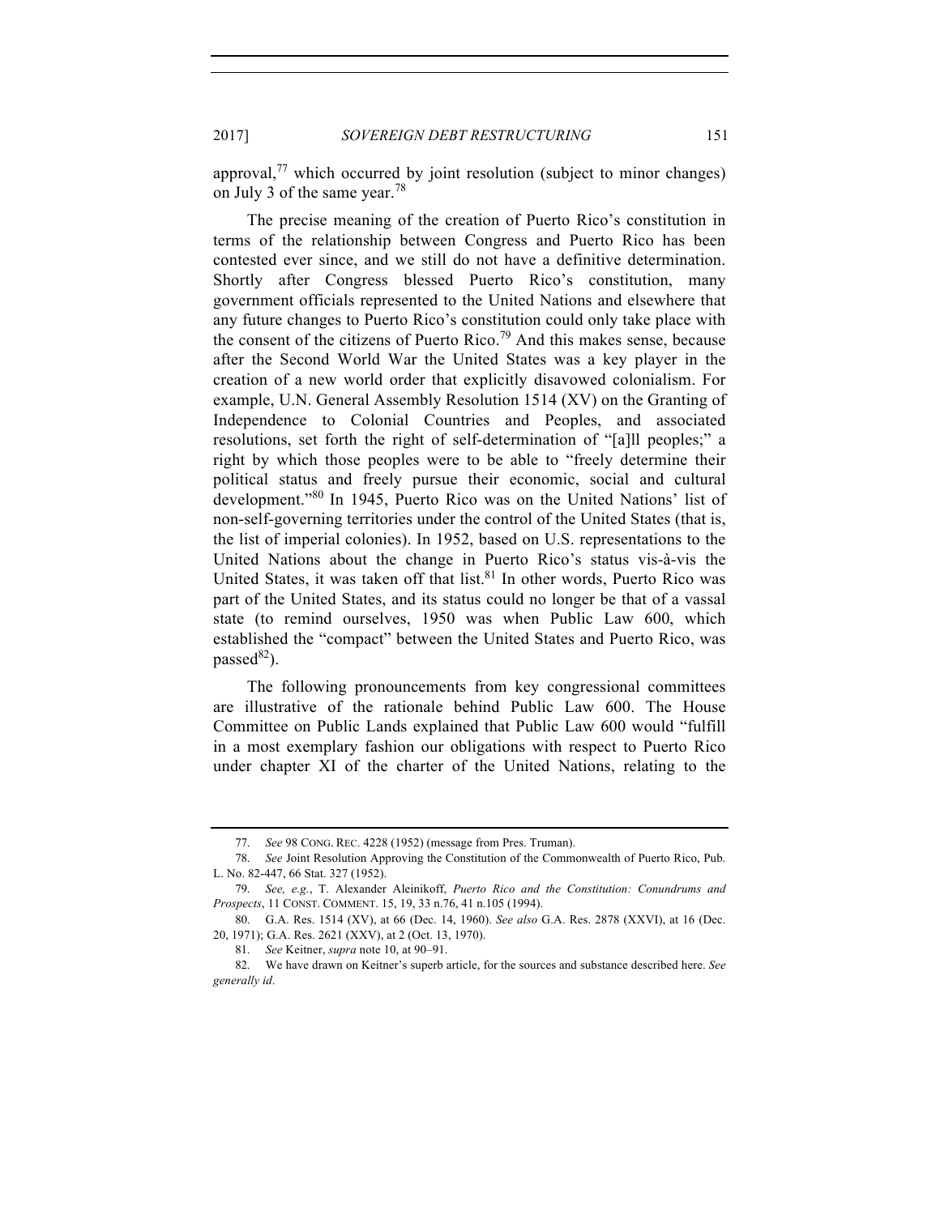approval,[77] which occurred by joint resolution (subject to minor changes) on July 3 of the same year.[78]

The precise meaning of the creation of Puerto Rico's constitution in terms of the relationship between Congress and Puerto Rico has been contested ever since, and we still do not have a definitive determination. Shortly after Congress blessed Puerto Rico's constitution, many government officials represented to the United Nations and elsewhere that any future changes to Puerto Rico's constitution could only take place with the consent of the citizens of Puerto Rico.[79] And this makes sense, because after the Second World War the United States was a key player in the creation of a new world order that explicitly disavowed colonialism. For example, U.N. General Assembly Resolution 1514 (XV) on the Granting of Independence to Colonial Countries and Peoples, and associated resolutions, set forth the right of self-determination of "[a]ll peoples;" a right by which those peoples were to be able to "freely determine their political status and freely pursue their economic, social and cultural development."[80] In 1945, Puerto Rico was on the United Nations' list of non-self-governing territories under the control of the United States (that is, the list of imperial colonies). In 1952, based on U.S. representations to the United Nations about the change in Puerto Rico's status vis-à-vis the United States, it was taken off that list.[81] In other words, Puerto Rico was part of the United States, and its status could no longer be that of a vassal state (to remind ourselves, 1950 was when Public Law 600, which established the "compact" between the United States and Puerto Rico, was passed[82]).

The following pronouncements from key congressional committees are illustrative of the rationale behind Public Law 600. The House Committee on Public Lands explained that Public Law 600 would "fulfill in a most exemplary fashion our obligations with respect to Puerto Rico under chapter XI of the charter of the United Nations, relating to the

---

77. *See* 98 CONG. REC. 4228 (1952) (message from Pres. Truman).

78. *See* Joint Resolution Approving the Constitution of the Commonwealth of Puerto Rico, Pub. L. No. 82-447, 66 Stat. 327 (1952).

79. *See, e.g.*, T. Alexander Aleinikoff, *Puerto Rico and the Constitution: Conundrums and Prospects*, 11 CONST. COMMENT. 15, 19, 33 n.76, 41 n.105 (1994).

80. G.A. Res. 1514 (XV), at 66 (Dec. 14, 1960). *See also* G.A. Res. 2878 (XXVI), at 16 (Dec. 20, 1971); G.A. Res. 2621 (XXV), at 2 (Oct. 13, 1970).

81. *See* Keitner, *supra* note 10, at 90–91.

82. We have drawn on Keitner's superb article, for the sources and substance described here. *See generally id.*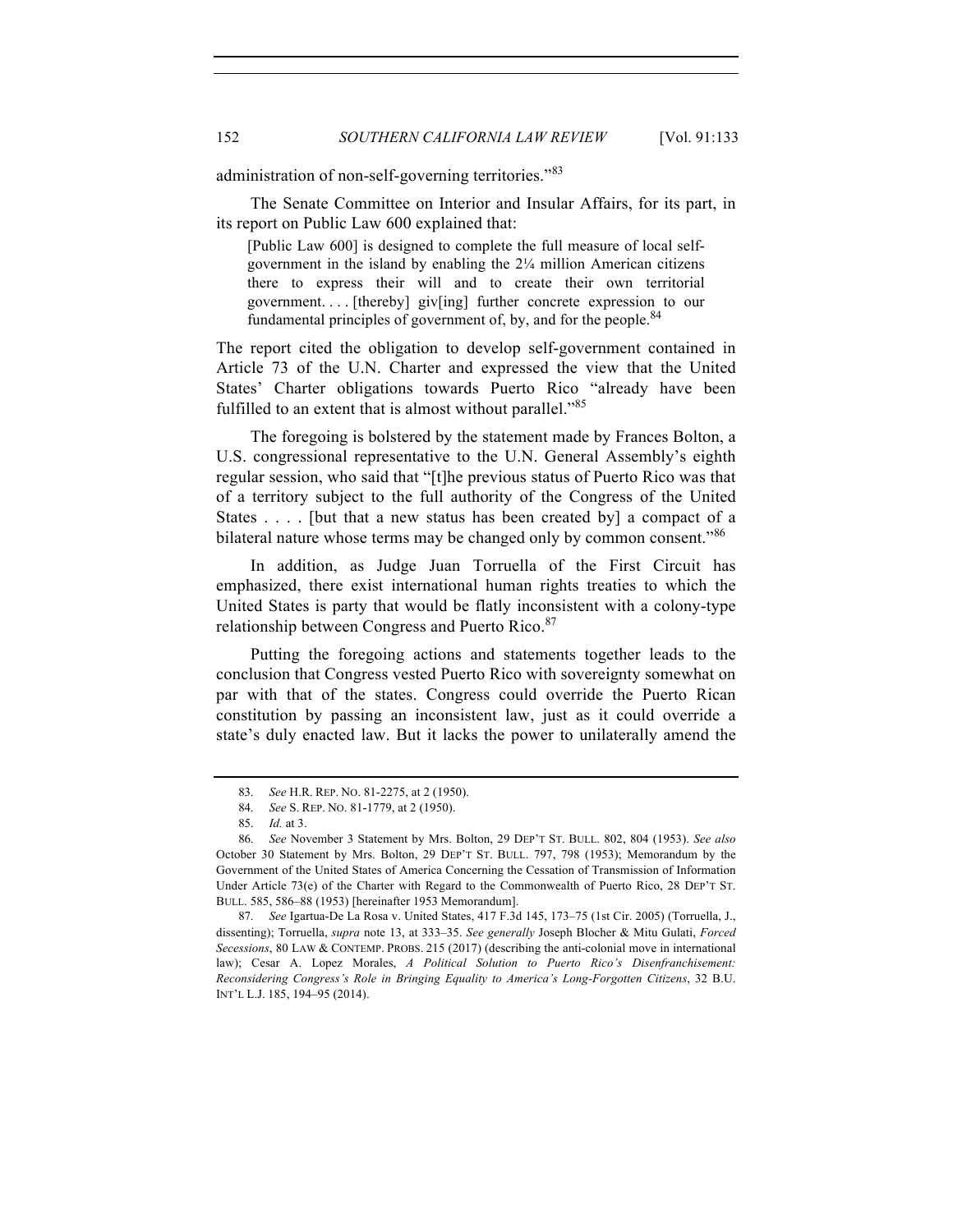administration of non-self-governing territories."[83]

The Senate Committee on Interior and Insular Affairs, for its part, in its report on Public Law 600 explained that:

> [Public Law 600] is designed to complete the full measure of local self-government in the island by enabling the 2¼ million American citizens there to express their will and to create their own territorial government. . . . [thereby] giv[ing] further concrete expression to our fundamental principles of government of, by, and for the people.[84]

The report cited the obligation to develop self-government contained in Article 73 of the U.N. Charter and expressed the view that the United States' Charter obligations towards Puerto Rico "already have been fulfilled to an extent that is almost without parallel."[85]

The foregoing is bolstered by the statement made by Frances Bolton, a U.S. congressional representative to the U.N. General Assembly's eighth regular session, who said that "[t]he previous status of Puerto Rico was that of a territory subject to the full authority of the Congress of the United States . . . . [but that a new status has been created by] a compact of a bilateral nature whose terms may be changed only by common consent."[86]

In addition, as Judge Juan Torruella of the First Circuit has emphasized, there exist international human rights treaties to which the United States is party that would be flatly inconsistent with a colony-type relationship between Congress and Puerto Rico.[87]

Putting the foregoing actions and statements together leads to the conclusion that Congress vested Puerto Rico with sovereignty somewhat on par with that of the states. Congress could override the Puerto Rican constitution by passing an inconsistent law, just as it could override a state's duly enacted law. But it lacks the power to unilaterally amend the

---

83. *See* H.R. REP. NO. 81-2275, at 2 (1950).

84. *See* S. REP. NO. 81-1779, at 2 (1950).

85. *Id.* at 3.

86. *See* November 3 Statement by Mrs. Bolton, 29 DEP'T ST. BULL. 802, 804 (1953). *See also* October 30 Statement by Mrs. Bolton, 29 DEP'T ST. BULL. 797, 798 (1953); Memorandum by the Government of the United States of America Concerning the Cessation of Transmission of Information Under Article 73(e) of the Charter with Regard to the Commonwealth of Puerto Rico, 28 DEP'T ST. BULL. 585, 586–88 (1953) [hereinafter 1953 Memorandum].

87. *See* Igartua-De La Rosa v. United States, 417 F.3d 145, 173–75 (1st Cir. 2005) (Torruella, J., dissenting); Torruella, *supra* note 13, at 333–35. *See generally* Joseph Blocher & Mitu Gulati, *Forced Secessions*, 80 LAW & CONTEMP. PROBS. 215 (2017) (describing the anti-colonial move in international law); Cesar A. Lopez Morales, *A Political Solution to Puerto Rico's Disenfranchisement: Reconsidering Congress's Role in Bringing Equality to America's Long-Forgotten Citizens*, 32 B.U. INT'L L.J. 185, 194–95 (2014).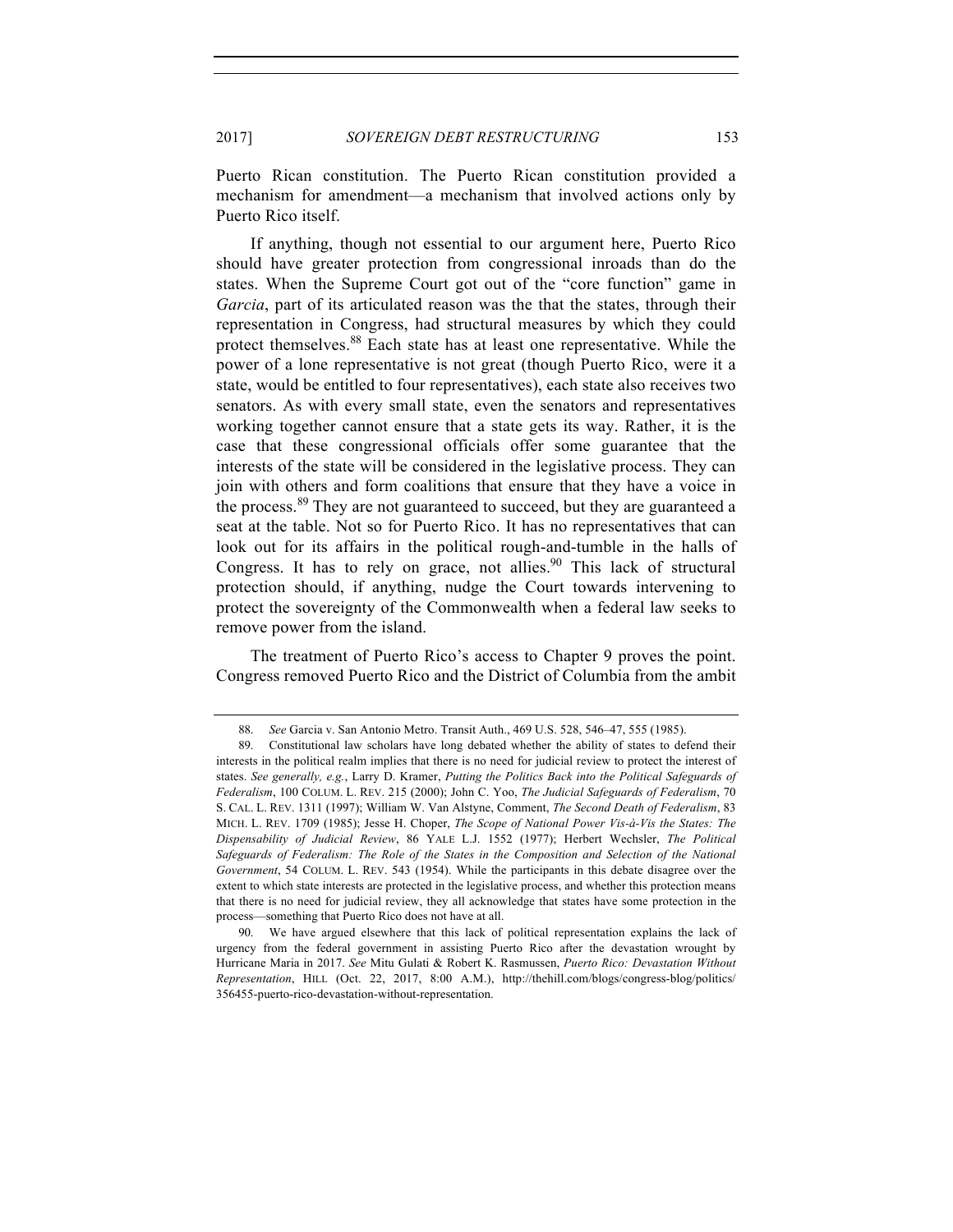Puerto Rican constitution. The Puerto Rican constitution provided a mechanism for amendment—a mechanism that involved actions only by Puerto Rico itself.

If anything, though not essential to our argument here, Puerto Rico should have greater protection from congressional inroads than do the states. When the Supreme Court got out of the "core function" game in *Garcia*, part of its articulated reason was the that the states, through their representation in Congress, had structural measures by which they could protect themselves.[88] Each state has at least one representative. While the power of a lone representative is not great (though Puerto Rico, were it a state, would be entitled to four representatives), each state also receives two senators. As with every small state, even the senators and representatives working together cannot ensure that a state gets its way. Rather, it is the case that these congressional officials offer some guarantee that the interests of the state will be considered in the legislative process. They can join with others and form coalitions that ensure that they have a voice in the process.[89] They are not guaranteed to succeed, but they are guaranteed a seat at the table. Not so for Puerto Rico. It has no representatives that can look out for its affairs in the political rough-and-tumble in the halls of Congress. It has to rely on grace, not allies.[90] This lack of structural protection should, if anything, nudge the Court towards intervening to protect the sovereignty of the Commonwealth when a federal law seeks to remove power from the island.

The treatment of Puerto Rico's access to Chapter 9 proves the point. Congress removed Puerto Rico and the District of Columbia from the ambit

---

88. *See* Garcia v. San Antonio Metro. Transit Auth., 469 U.S. 528, 546–47, 555 (1985).

89. Constitutional law scholars have long debated whether the ability of states to defend their interests in the political realm implies that there is no need for judicial review to protect the interest of states. *See generally, e.g.*, Larry D. Kramer, *Putting the Politics Back into the Political Safeguards of Federalism*, 100 COLUM. L. REV. 215 (2000); John C. Yoo, *The Judicial Safeguards of Federalism*, 70 S. CAL. L. REV. 1311 (1997); William W. Van Alstyne, Comment, *The Second Death of Federalism*, 83 MICH. L. REV. 1709 (1985); Jesse H. Choper, *The Scope of National Power Vis-à-Vis the States: The Dispensability of Judicial Review*, 86 YALE L.J. 1552 (1977); Herbert Wechsler, *The Political Safeguards of Federalism: The Role of the States in the Composition and Selection of the National Government*, 54 COLUM. L. REV. 543 (1954). While the participants in this debate disagree over the extent to which state interests are protected in the legislative process, and whether this protection means that there is no need for judicial review, they all acknowledge that states have some protection in the process—something that Puerto Rico does not have at all.

90. We have argued elsewhere that this lack of political representation explains the lack of urgency from the federal government in assisting Puerto Rico after the devastation wrought by Hurricane Maria in 2017. *See* Mitu Gulati & Robert K. Rasmussen, *Puerto Rico: Devastation Without Representation*, HILL (Oct. 22, 2017, 8:00 A.M.), http://thehill.com/blogs/congress-blog/politics/356455-puerto-rico-devastation-without-representation.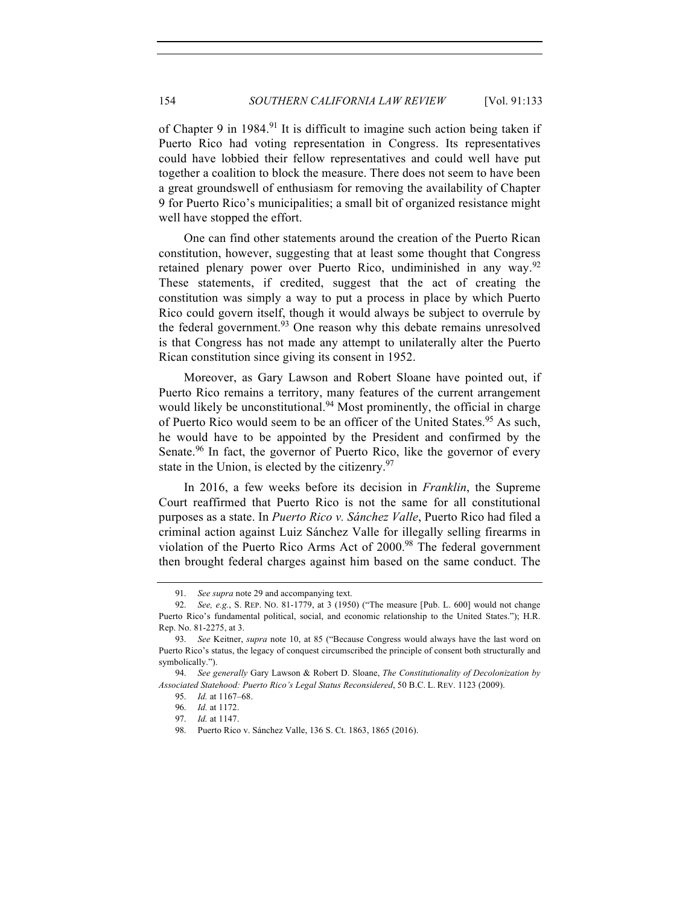of Chapter 9 in 1984.[91] It is difficult to imagine such action being taken if Puerto Rico had voting representation in Congress. Its representatives could have lobbied their fellow representatives and could well have put together a coalition to block the measure. There does not seem to have been a great groundswell of enthusiasm for removing the availability of Chapter 9 for Puerto Rico's municipalities; a small bit of organized resistance might well have stopped the effort.

One can find other statements around the creation of the Puerto Rican constitution, however, suggesting that at least some thought that Congress retained plenary power over Puerto Rico, undiminished in any way.[92] These statements, if credited, suggest that the act of creating the constitution was simply a way to put a process in place by which Puerto Rico could govern itself, though it would always be subject to overrule by the federal government.[93] One reason why this debate remains unresolved is that Congress has not made any attempt to unilaterally alter the Puerto Rican constitution since giving its consent in 1952.

Moreover, as Gary Lawson and Robert Sloane have pointed out, if Puerto Rico remains a territory, many features of the current arrangement would likely be unconstitutional.[94] Most prominently, the official in charge of Puerto Rico would seem to be an officer of the United States.[95] As such, he would have to be appointed by the President and confirmed by the Senate.[96] In fact, the governor of Puerto Rico, like the governor of every state in the Union, is elected by the citizenry.[97]

In 2016, a few weeks before its decision in *Franklin*, the Supreme Court reaffirmed that Puerto Rico is not the same for all constitutional purposes as a state. In *Puerto Rico v. Sánchez Valle*, Puerto Rico had filed a criminal action against Luiz Sánchez Valle for illegally selling firearms in violation of the Puerto Rico Arms Act of 2000.[98] The federal government then brought federal charges against him based on the same conduct. The

---

91. *See supra* note 29 and accompanying text.

92. *See, e.g.*, S. REP. NO. 81-1779, at 3 (1950) ("The measure [Pub. L. 600] would not change Puerto Rico's fundamental political, social, and economic relationship to the United States."); H.R. Rep. No. 81-2275, at 3.

93. *See* Keitner, *supra* note 10, at 85 ("Because Congress would always have the last word on Puerto Rico's status, the legacy of conquest circumscribed the principle of consent both structurally and symbolically.").

94. *See generally* Gary Lawson & Robert D. Sloane, *The Constitutionality of Decolonization by Associated Statehood: Puerto Rico's Legal Status Reconsidered*, 50 B.C. L. REV. 1123 (2009).

95. *Id.* at 1167–68.

96. *Id.* at 1172.

97. *Id.* at 1147.

98. Puerto Rico v. Sánchez Valle, 136 S. Ct. 1863, 1865 (2016).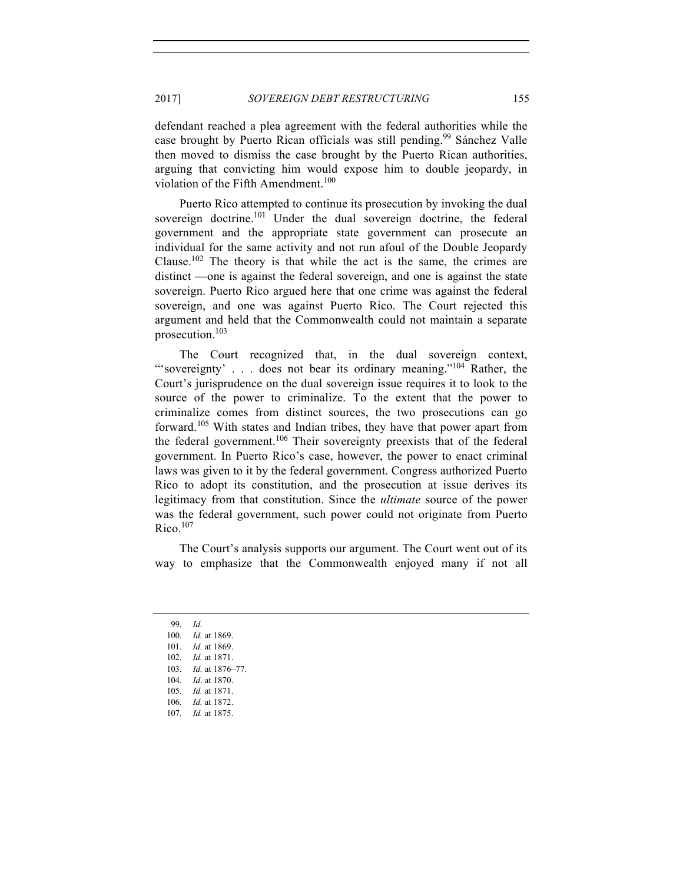defendant reached a plea agreement with the federal authorities while the case brought by Puerto Rican officials was still pending.[99] Sánchez Valle then moved to dismiss the case brought by the Puerto Rican authorities, arguing that convicting him would expose him to double jeopardy, in violation of the Fifth Amendment.[100]

Puerto Rico attempted to continue its prosecution by invoking the dual sovereign doctrine.[101] Under the dual sovereign doctrine, the federal government and the appropriate state government can prosecute an individual for the same activity and not run afoul of the Double Jeopardy Clause.[102] The theory is that while the act is the same, the crimes are distinct —one is against the federal sovereign, and one is against the state sovereign. Puerto Rico argued here that one crime was against the federal sovereign, and one was against Puerto Rico. The Court rejected this argument and held that the Commonwealth could not maintain a separate prosecution.[103]

The Court recognized that, in the dual sovereign context, "'sovereignty' . . . does not bear its ordinary meaning."[104] Rather, the Court's jurisprudence on the dual sovereign issue requires it to look to the source of the power to criminalize. To the extent that the power to criminalize comes from distinct sources, the two prosecutions can go forward.[105] With states and Indian tribes, they have that power apart from the federal government.[106] Their sovereignty preexists that of the federal government. In Puerto Rico's case, however, the power to enact criminal laws was given to it by the federal government. Congress authorized Puerto Rico to adopt its constitution, and the prosecution at issue derives its legitimacy from that constitution. Since the *ultimate* source of the power was the federal government, such power could not originate from Puerto Rico.[107]

The Court's analysis supports our argument. The Court went out of its way to emphasize that the Commonwealth enjoyed many if not all

99. *Id.*
100. *Id.* at 1869.
101. *Id.* at 1869.
102. *Id.* at 1871.
103. *Id.* at 1876–77.
104. *Id*. at 1870.
105. *Id.* at 1871.
106. *Id.* at 1872.
107. *Id.* at 1875.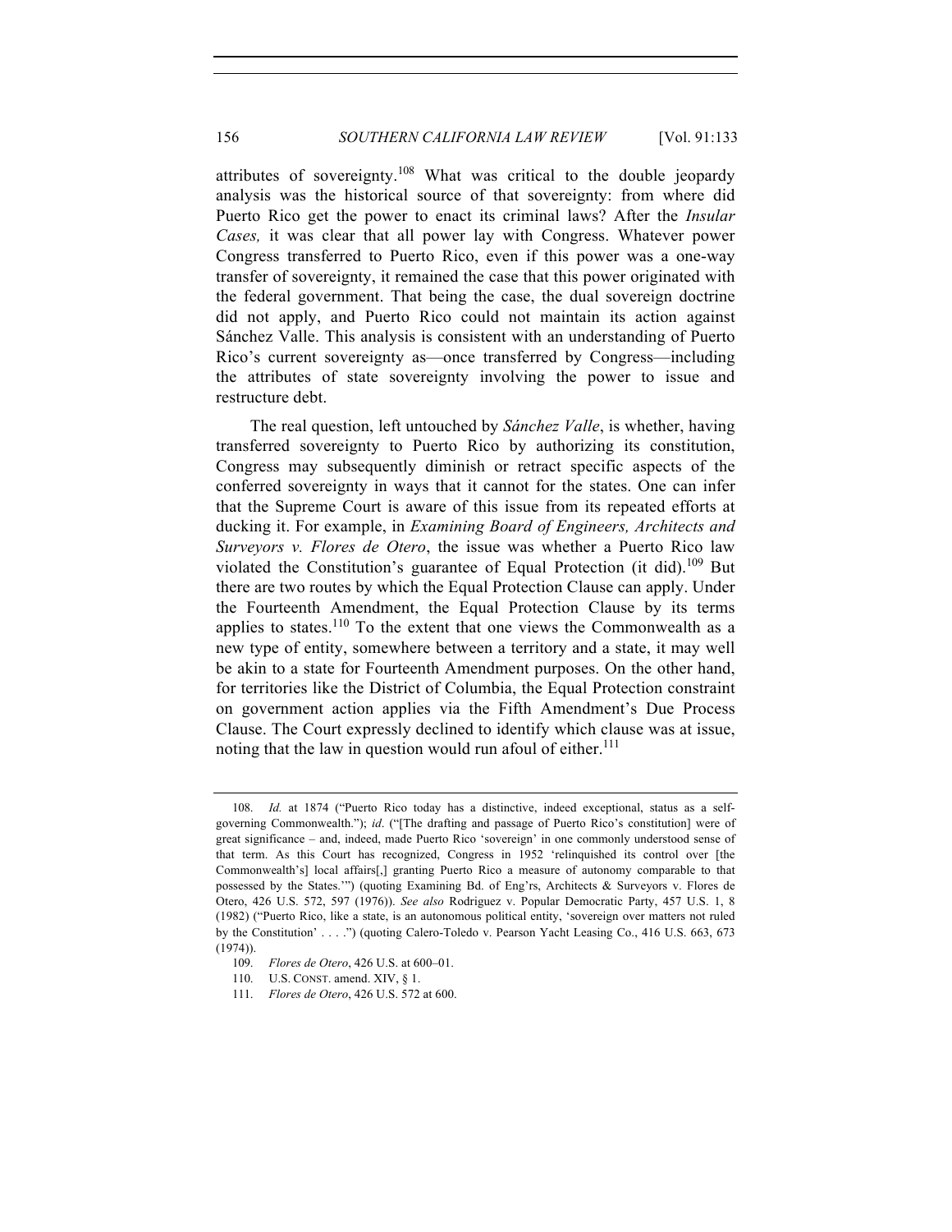attributes of sovereignty.[108] What was critical to the double jeopardy analysis was the historical source of that sovereignty: from where did Puerto Rico get the power to enact its criminal laws? After the *Insular Cases,* it was clear that all power lay with Congress. Whatever power Congress transferred to Puerto Rico, even if this power was a one-way transfer of sovereignty, it remained the case that this power originated with the federal government. That being the case, the dual sovereign doctrine did not apply, and Puerto Rico could not maintain its action against Sánchez Valle. This analysis is consistent with an understanding of Puerto Rico's current sovereignty as—once transferred by Congress—including the attributes of state sovereignty involving the power to issue and restructure debt.

The real question, left untouched by *Sánchez Valle*, is whether, having transferred sovereignty to Puerto Rico by authorizing its constitution, Congress may subsequently diminish or retract specific aspects of the conferred sovereignty in ways that it cannot for the states. One can infer that the Supreme Court is aware of this issue from its repeated efforts at ducking it. For example, in *Examining Board of Engineers, Architects and Surveyors v. Flores de Otero*, the issue was whether a Puerto Rico law violated the Constitution's guarantee of Equal Protection (it did).[109] But there are two routes by which the Equal Protection Clause can apply. Under the Fourteenth Amendment, the Equal Protection Clause by its terms applies to states.[110] To the extent that one views the Commonwealth as a new type of entity, somewhere between a territory and a state, it may well be akin to a state for Fourteenth Amendment purposes. On the other hand, for territories like the District of Columbia, the Equal Protection constraint on government action applies via the Fifth Amendment's Due Process Clause. The Court expressly declined to identify which clause was at issue, noting that the law in question would run afoul of either.[111]

---

108. *Id.* at 1874 ("Puerto Rico today has a distinctive, indeed exceptional, status as a self-governing Commonwealth."); *id*. ("[The drafting and passage of Puerto Rico's constitution] were of great significance – and, indeed, made Puerto Rico 'sovereign' in one commonly understood sense of that term. As this Court has recognized, Congress in 1952 'relinquished its control over [the Commonwealth's] local affairs[,] granting Puerto Rico a measure of autonomy comparable to that possessed by the States.'") (quoting Examining Bd. of Eng'rs, Architects & Surveyors v. Flores de Otero, 426 U.S. 572, 597 (1976)). *See also* Rodriguez v. Popular Democratic Party, 457 U.S. 1, 8 (1982) ("Puerto Rico, like a state, is an autonomous political entity, 'sovereign over matters not ruled by the Constitution' . . . .") (quoting Calero-Toledo v. Pearson Yacht Leasing Co., 416 U.S. 663, 673 (1974)).

109. *Flores de Otero*, 426 U.S. at 600–01.

110. U.S. CONST. amend. XIV, § 1.

111. *Flores de Otero*, 426 U.S. 572 at 600.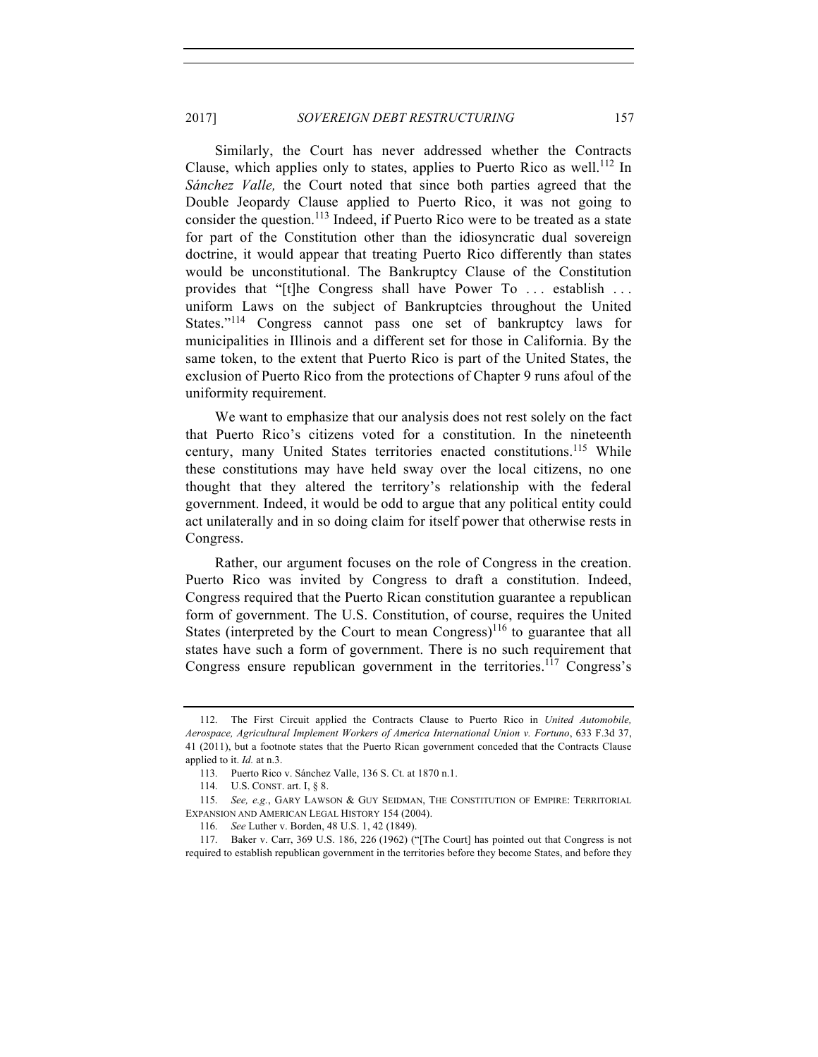Similarly, the Court has never addressed whether the Contracts Clause, which applies only to states, applies to Puerto Rico as well.[112] In *Sánchez Valle,* the Court noted that since both parties agreed that the Double Jeopardy Clause applied to Puerto Rico, it was not going to consider the question.[113] Indeed, if Puerto Rico were to be treated as a state for part of the Constitution other than the idiosyncratic dual sovereign doctrine, it would appear that treating Puerto Rico differently than states would be unconstitutional. The Bankruptcy Clause of the Constitution provides that "[t]he Congress shall have Power To . . . establish . . . uniform Laws on the subject of Bankruptcies throughout the United States."[114] Congress cannot pass one set of bankruptcy laws for municipalities in Illinois and a different set for those in California. By the same token, to the extent that Puerto Rico is part of the United States, the exclusion of Puerto Rico from the protections of Chapter 9 runs afoul of the uniformity requirement.

We want to emphasize that our analysis does not rest solely on the fact that Puerto Rico's citizens voted for a constitution. In the nineteenth century, many United States territories enacted constitutions.[115] While these constitutions may have held sway over the local citizens, no one thought that they altered the territory's relationship with the federal government. Indeed, it would be odd to argue that any political entity could act unilaterally and in so doing claim for itself power that otherwise rests in Congress.

Rather, our argument focuses on the role of Congress in the creation. Puerto Rico was invited by Congress to draft a constitution. Indeed, Congress required that the Puerto Rican constitution guarantee a republican form of government. The U.S. Constitution, of course, requires the United States (interpreted by the Court to mean Congress)[116] to guarantee that all states have such a form of government. There is no such requirement that Congress ensure republican government in the territories.[117] Congress's

---

112. The First Circuit applied the Contracts Clause to Puerto Rico in *United Automobile, Aerospace, Agricultural Implement Workers of America International Union v. Fortuno*, 633 F.3d 37, 41 (2011), but a footnote states that the Puerto Rican government conceded that the Contracts Clause applied to it. *Id.* at n.3.

113. Puerto Rico v. Sánchez Valle, 136 S. Ct. at 1870 n.1.

114. U.S. CONST. art. I, § 8.

115. *See, e.g.*, GARY LAWSON & GUY SEIDMAN, THE CONSTITUTION OF EMPIRE: TERRITORIAL EXPANSION AND AMERICAN LEGAL HISTORY 154 (2004).

116. *See* Luther v. Borden, 48 U.S. 1, 42 (1849).

117. Baker v. Carr, 369 U.S. 186, 226 (1962) ("[The Court] has pointed out that Congress is not required to establish republican government in the territories before they become States, and before they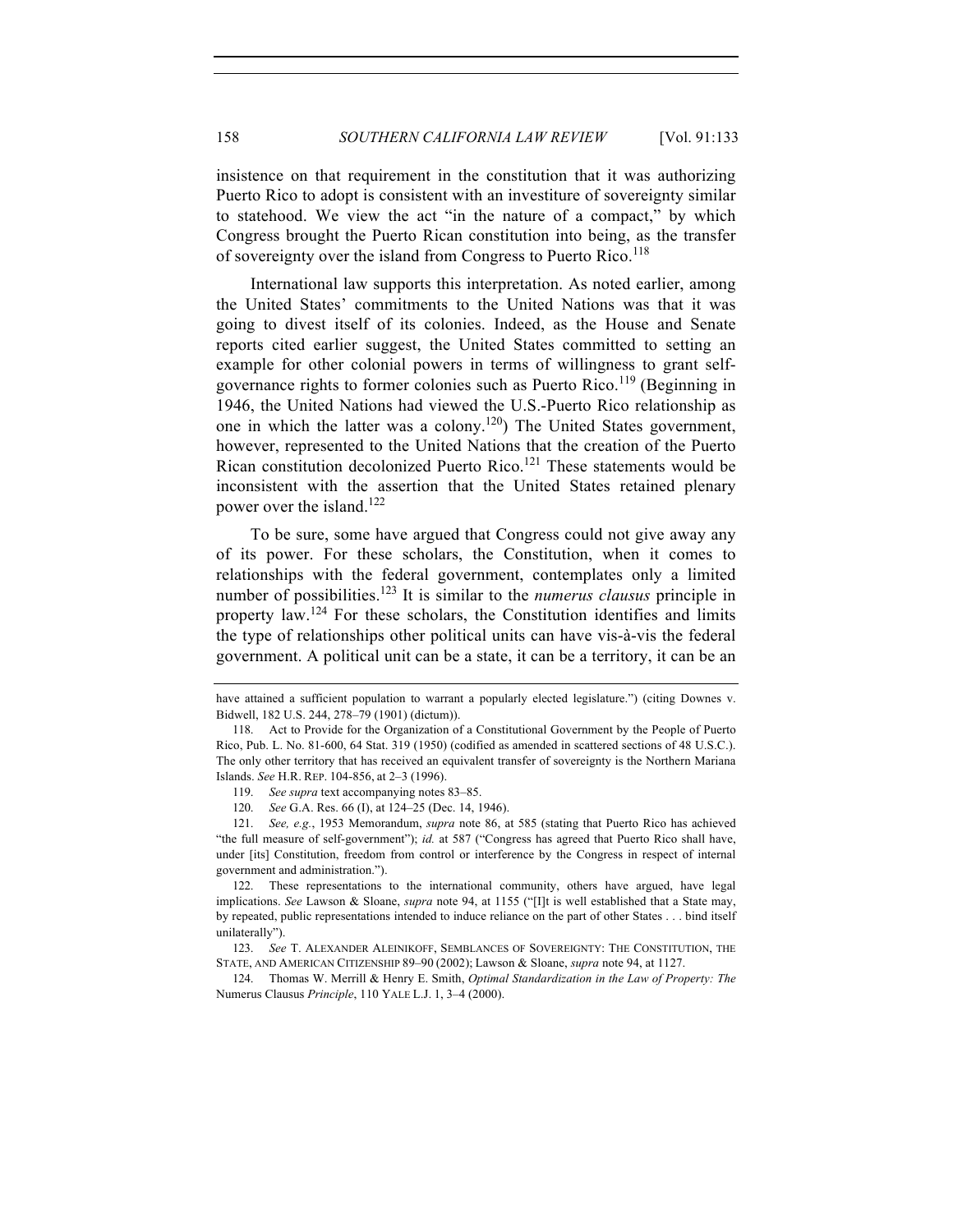insistence on that requirement in the constitution that it was authorizing Puerto Rico to adopt is consistent with an investiture of sovereignty similar to statehood. We view the act "in the nature of a compact," by which Congress brought the Puerto Rican constitution into being, as the transfer of sovereignty over the island from Congress to Puerto Rico.[118]

International law supports this interpretation. As noted earlier, among the United States' commitments to the United Nations was that it was going to divest itself of its colonies. Indeed, as the House and Senate reports cited earlier suggest, the United States committed to setting an example for other colonial powers in terms of willingness to grant self-governance rights to former colonies such as Puerto Rico.[119] (Beginning in 1946, the United Nations had viewed the U.S.-Puerto Rico relationship as one in which the latter was a colony.[120]) The United States government, however, represented to the United Nations that the creation of the Puerto Rican constitution decolonized Puerto Rico.[121] These statements would be inconsistent with the assertion that the United States retained plenary power over the island.[122]

To be sure, some have argued that Congress could not give away any of its power. For these scholars, the Constitution, when it comes to relationships with the federal government, contemplates only a limited number of possibilities.[123] It is similar to the *numerus clausus* principle in property law.[124] For these scholars, the Constitution identifies and limits the type of relationships other political units can have vis-à-vis the federal government. A political unit can be a state, it can be a territory, it can be an

---

have attained a sufficient population to warrant a popularly elected legislature.") (citing Downes v. Bidwell, 182 U.S. 244, 278–79 (1901) (dictum)).

118. Act to Provide for the Organization of a Constitutional Government by the People of Puerto Rico, Pub. L. No. 81-600, 64 Stat. 319 (1950) (codified as amended in scattered sections of 48 U.S.C.). The only other territory that has received an equivalent transfer of sovereignty is the Northern Mariana Islands. *See* H.R. REP. 104-856, at 2–3 (1996).

119. *See supra* text accompanying notes 83–85.

120. *See* G.A. Res. 66 (I), at 124–25 (Dec. 14, 1946).

121. *See, e.g.*, 1953 Memorandum, *supra* note 86, at 585 (stating that Puerto Rico has achieved "the full measure of self-government"); *id.* at 587 ("Congress has agreed that Puerto Rico shall have, under [its] Constitution, freedom from control or interference by the Congress in respect of internal government and administration.").

122. These representations to the international community, others have argued, have legal implications. *See* Lawson & Sloane, *supra* note 94, at 1155 ("[I]t is well established that a State may, by repeated, public representations intended to induce reliance on the part of other States . . . bind itself unilaterally").

123. *See* T. ALEXANDER ALEINIKOFF, SEMBLANCES OF SOVEREIGNTY: THE CONSTITUTION, THE STATE, AND AMERICAN CITIZENSHIP 89–90 (2002); Lawson & Sloane, *supra* note 94, at 1127.

124. Thomas W. Merrill & Henry E. Smith, *Optimal Standardization in the Law of Property: The* Numerus Clausus *Principle*, 110 YALE L.J. 1, 3–4 (2000).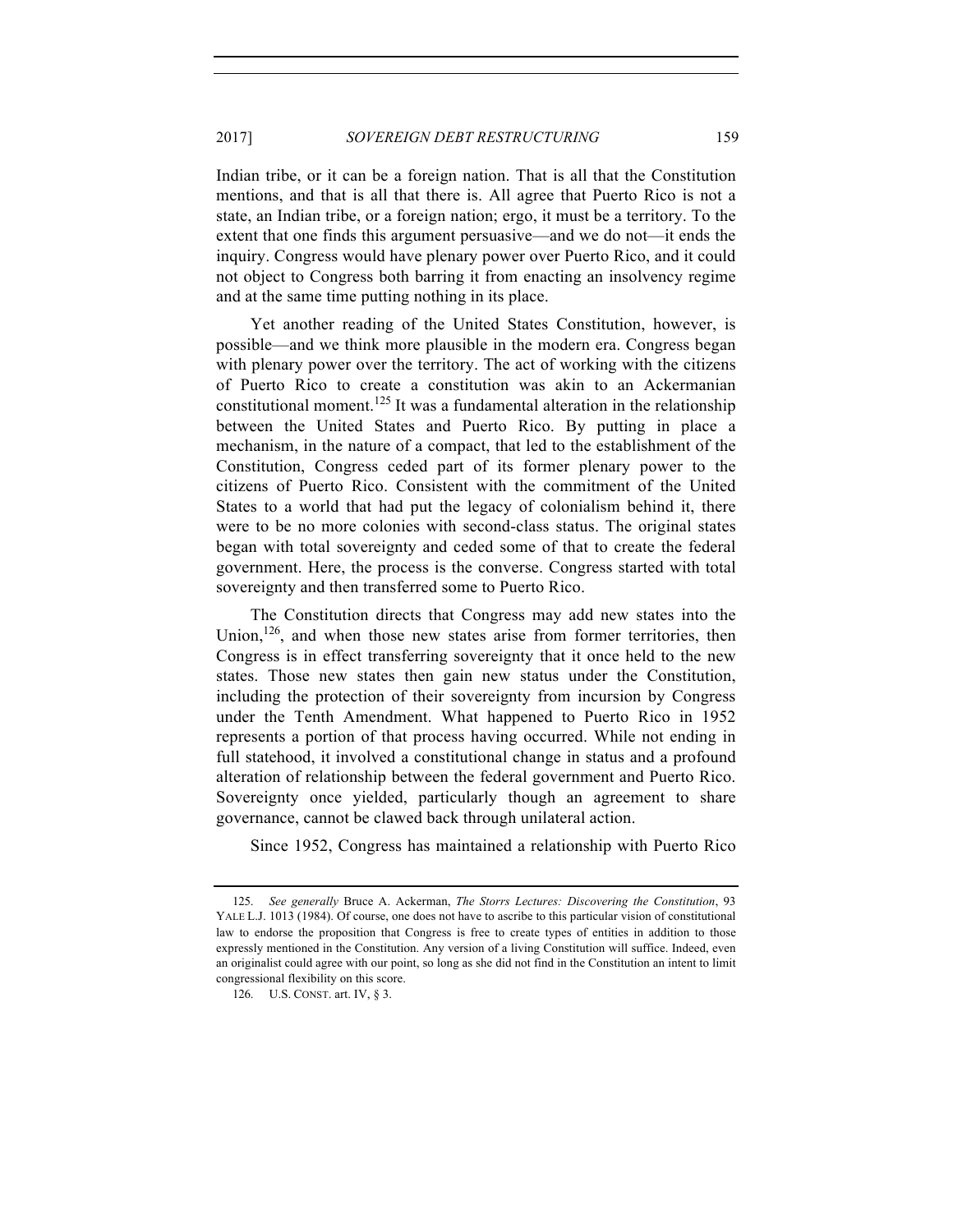Indian tribe, or it can be a foreign nation. That is all that the Constitution mentions, and that is all that there is. All agree that Puerto Rico is not a state, an Indian tribe, or a foreign nation; ergo, it must be a territory. To the extent that one finds this argument persuasive—and we do not—it ends the inquiry. Congress would have plenary power over Puerto Rico, and it could not object to Congress both barring it from enacting an insolvency regime and at the same time putting nothing in its place.

Yet another reading of the United States Constitution, however, is possible—and we think more plausible in the modern era. Congress began with plenary power over the territory. The act of working with the citizens of Puerto Rico to create a constitution was akin to an Ackermanian constitutional moment.[125] It was a fundamental alteration in the relationship between the United States and Puerto Rico. By putting in place a mechanism, in the nature of a compact, that led to the establishment of the Constitution, Congress ceded part of its former plenary power to the citizens of Puerto Rico. Consistent with the commitment of the United States to a world that had put the legacy of colonialism behind it, there were to be no more colonies with second-class status. The original states began with total sovereignty and ceded some of that to create the federal government. Here, the process is the converse. Congress started with total sovereignty and then transferred some to Puerto Rico.

The Constitution directs that Congress may add new states into the Union,[126], and when those new states arise from former territories, then Congress is in effect transferring sovereignty that it once held to the new states. Those new states then gain new status under the Constitution, including the protection of their sovereignty from incursion by Congress under the Tenth Amendment. What happened to Puerto Rico in 1952 represents a portion of that process having occurred. While not ending in full statehood, it involved a constitutional change in status and a profound alteration of relationship between the federal government and Puerto Rico. Sovereignty once yielded, particularly though an agreement to share governance, cannot be clawed back through unilateral action.

Since 1952, Congress has maintained a relationship with Puerto Rico

---

125. *See generally* Bruce A. Ackerman, *The Storrs Lectures: Discovering the Constitution*, 93 YALE L.J. 1013 (1984). Of course, one does not have to ascribe to this particular vision of constitutional law to endorse the proposition that Congress is free to create types of entities in addition to those expressly mentioned in the Constitution. Any version of a living Constitution will suffice. Indeed, even an originalist could agree with our point, so long as she did not find in the Constitution an intent to limit congressional flexibility on this score.

126. U.S. CONST. art. IV, § 3.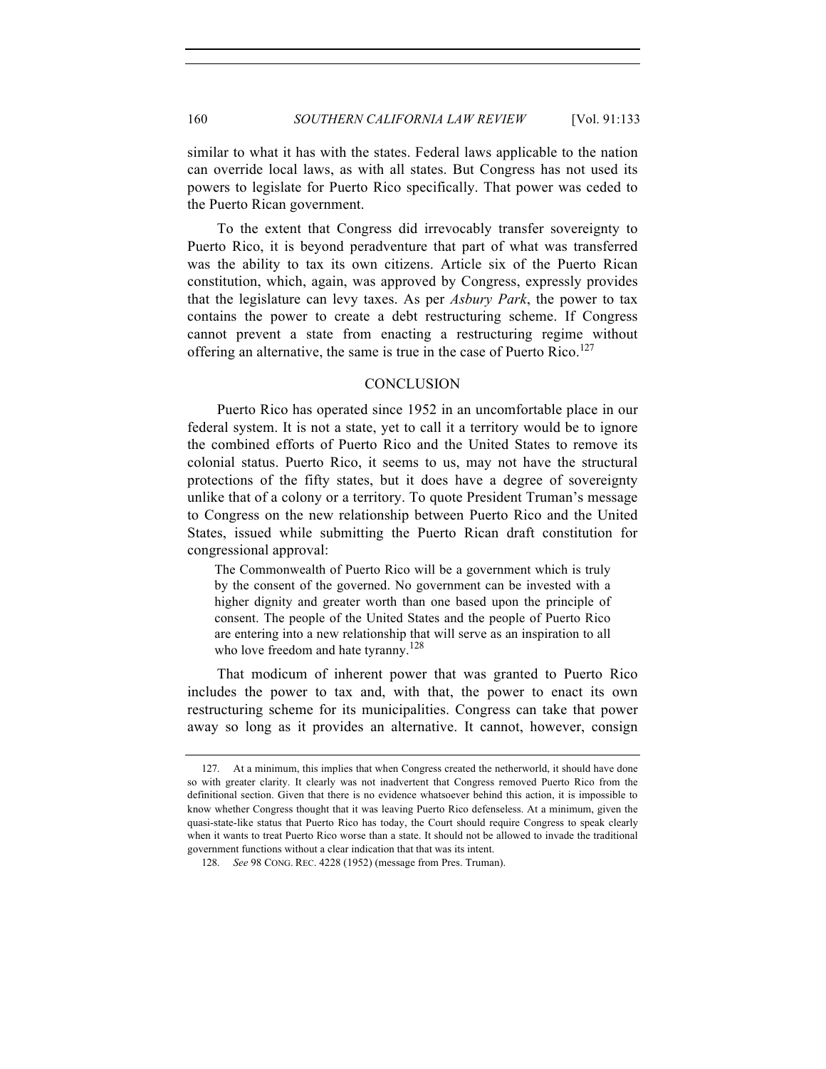similar to what it has with the states. Federal laws applicable to the nation can override local laws, as with all states. But Congress has not used its powers to legislate for Puerto Rico specifically. That power was ceded to the Puerto Rican government.

To the extent that Congress did irrevocably transfer sovereignty to Puerto Rico, it is beyond peradventure that part of what was transferred was the ability to tax its own citizens. Article six of the Puerto Rican constitution, which, again, was approved by Congress, expressly provides that the legislature can levy taxes. As per *Asbury Park*, the power to tax contains the power to create a debt restructuring scheme. If Congress cannot prevent a state from enacting a restructuring regime without offering an alternative, the same is true in the case of Puerto Rico.[127]

## CONCLUSION

Puerto Rico has operated since 1952 in an uncomfortable place in our federal system. It is not a state, yet to call it a territory would be to ignore the combined efforts of Puerto Rico and the United States to remove its colonial status. Puerto Rico, it seems to us, may not have the structural protections of the fifty states, but it does have a degree of sovereignty unlike that of a colony or a territory. To quote President Truman's message to Congress on the new relationship between Puerto Rico and the United States, issued while submitting the Puerto Rican draft constitution for congressional approval:

> The Commonwealth of Puerto Rico will be a government which is truly by the consent of the governed. No government can be invested with a higher dignity and greater worth than one based upon the principle of consent. The people of the United States and the people of Puerto Rico are entering into a new relationship that will serve as an inspiration to all who love freedom and hate tyranny.[128]

That modicum of inherent power that was granted to Puerto Rico includes the power to tax and, with that, the power to enact its own restructuring scheme for its municipalities. Congress can take that power away so long as it provides an alternative. It cannot, however, consign

---

127. At a minimum, this implies that when Congress created the netherworld, it should have done so with greater clarity. It clearly was not inadvertent that Congress removed Puerto Rico from the definitional section. Given that there is no evidence whatsoever behind this action, it is impossible to know whether Congress thought that it was leaving Puerto Rico defenseless. At a minimum, given the quasi-state-like status that Puerto Rico has today, the Court should require Congress to speak clearly when it wants to treat Puerto Rico worse than a state. It should not be allowed to invade the traditional government functions without a clear indication that that was its intent.

128. *See* 98 CONG. REC. 4228 (1952) (message from Pres. Truman).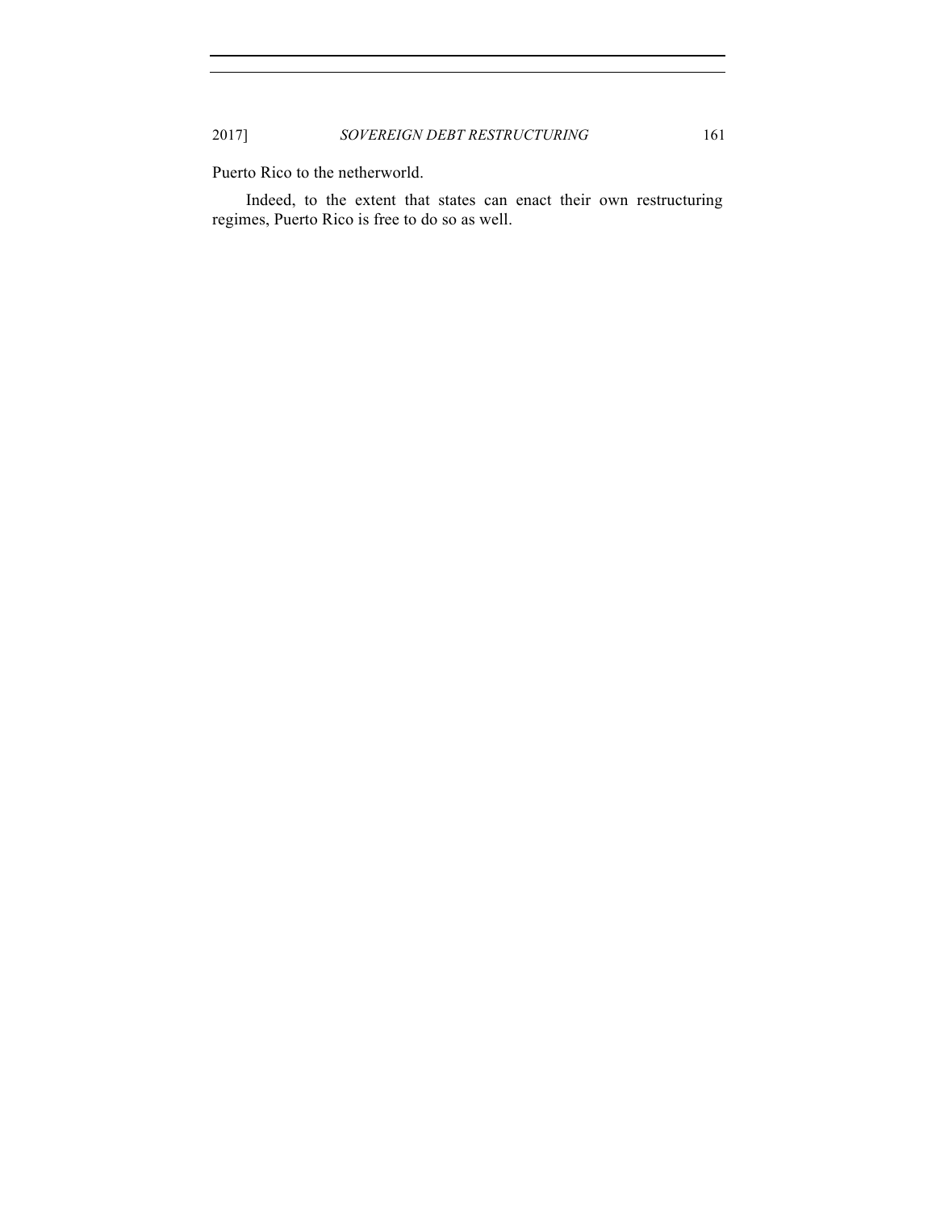Puerto Rico to the netherworld.

Indeed, to the extent that states can enact their own restructuring regimes, Puerto Rico is free to do so as well.